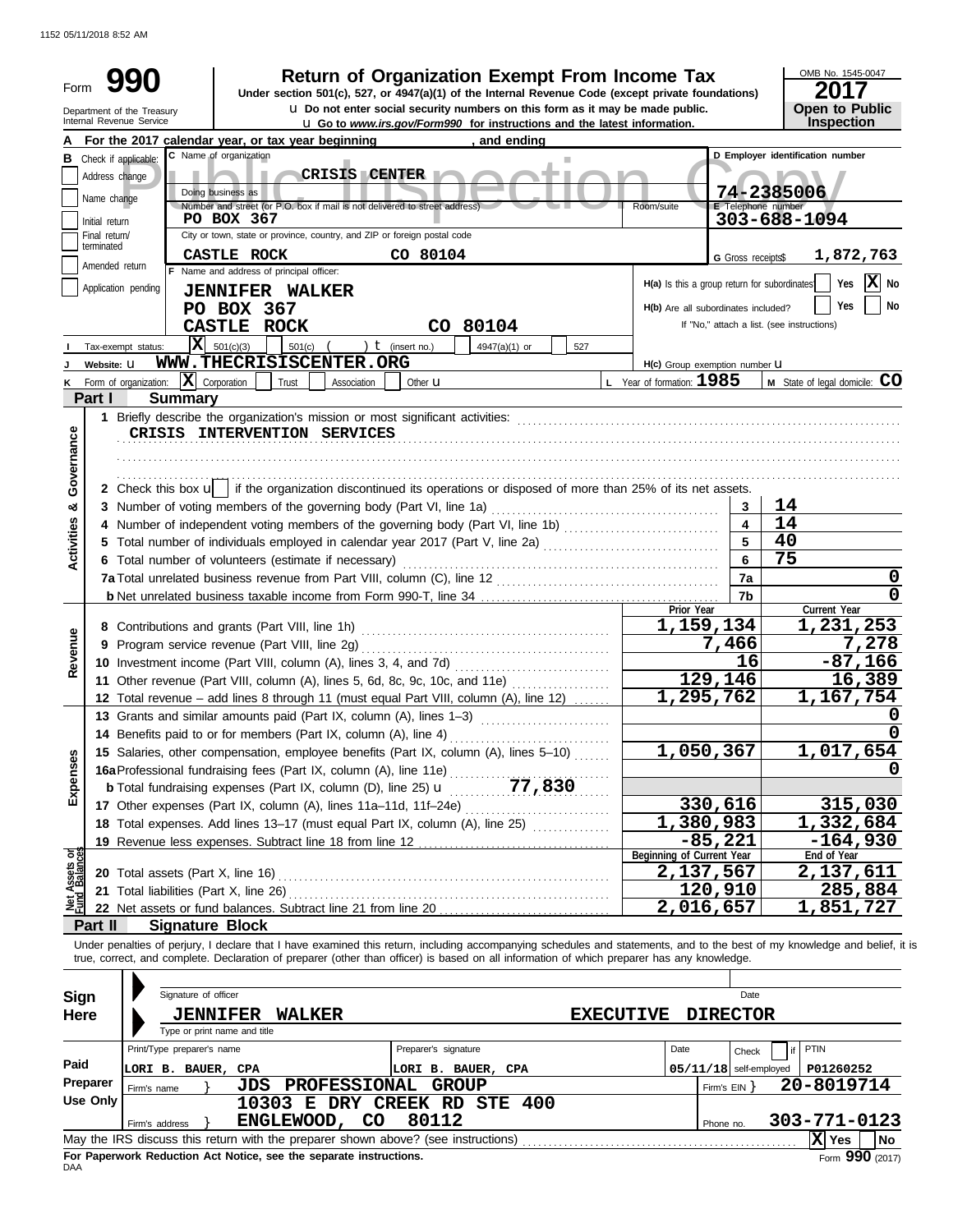1152 05/11/2018 8:52 AM

Form **990**

Department of the Treasury
Internal Revenue Service

# Return of Organization Exempt From Income Tax

**Under section 501(c), 527, or 4947(a)(1) of the Internal Revenue Code (except private foundations)**

u Do not enter social security numbers on this form as it may be made public.

u Go to *www.irs.gov/Form990* for instructions and the latest information.

OMB No. 1545-0047

**2017**

**Open to Public Inspection**

Public Inspection Copy

**A** For the 2017 calendar year, or tax year beginning , and ending

**B** Check if applicable:
- Address change
- Name change
- Initial return
- Final return/terminated
- Amended return
- Application pending

**C** Name of organization: CRISIS CENTER

Doing business as

Number and street (or P.O. box if mail is not delivered to street address): PO BOX 367 | Room/suite

City or town, state or province, country, and ZIP or foreign postal code: CASTLE ROCK CO 80104

**D** Employer identification number: 74-2385006

**E** Telephone number: 303-688-1094

**G** Gross receipts$ 1,872,763

**F** Name and address of principal officer:
JENNIFER WALKER
PO BOX 367
CASTLE ROCK CO 80104

H(a) Is this a group return for subordinates? Yes [ ] No [X]

H(b) Are all subordinates included? Yes [ ] No [ ]

If "No," attach a list. (see instructions)

**I** Tax-exempt status: [X] 501(c)(3) [ ] 501(c) ( ) t (insert no.) [ ] 4947(a)(1) or [ ] 527

**J** Website: u WWW.THECRISISCENTER.ORG

H(c) Group exemption number u

**K** Form of organization: [X] Corporation [ ] Trust [ ] Association [ ] Other u

**L** Year of formation: 1985

**M** State of legal domicile: CO

## Part I Summary

**Activities & Governance**

1 Briefly describe the organization's mission or most significant activities:
CRISIS INTERVENTION SERVICES

2 Check this box u [ ] if the organization discontinued its operations or disposed of more than 25% of its net assets.

| | | | |
|---|---|---|---|
| 3 | Number of voting members of the governing body (Part VI, line 1a) | 3 | 14 |
| 4 | Number of independent voting members of the governing body (Part VI, line 1b) | 4 | 14 |
| 5 | Total number of individuals employed in calendar year 2017 (Part V, line 2a) | 5 | 40 |
| 6 | Total number of volunteers (estimate if necessary) | 6 | 75 |
| 7a | Total unrelated business revenue from Part VIII, column (C), line 12 | 7a | 0 |
| b | Net unrelated business taxable income from Form 990-T, line 34 | 7b | 0 |

| | | Prior Year | Current Year |
|---|---|---|---|
| **Revenue** | | | |
| 8 | Contributions and grants (Part VIII, line 1h) | 1,159,134 | 1,231,253 |
| 9 | Program service revenue (Part VIII, line 2g) | 7,466 | 7,278 |
| 10 | Investment income (Part VIII, column (A), lines 3, 4, and 7d) | 16 | -87,166 |
| 11 | Other revenue (Part VIII, column (A), lines 5, 6d, 8c, 9c, 10c, and 11e) | 129,146 | 16,389 |
| 12 | Total revenue – add lines 8 through 11 (must equal Part VIII, column (A), line 12) | 1,295,762 | 1,167,754 |
| **Expenses** | | | |
| 13 | Grants and similar amounts paid (Part IX, column (A), lines 1–3) | | 0 |
| 14 | Benefits paid to or for members (Part IX, column (A), line 4) | | 0 |
| 15 | Salaries, other compensation, employee benefits (Part IX, column (A), lines 5–10) | 1,050,367 | 1,017,654 |
| 16a | Professional fundraising fees (Part IX, column (A), line 11e) | | 0 |
| b | Total fundraising expenses (Part IX, column (D), line 25) u 77,830 | | |
| 17 | Other expenses (Part IX, column (A), lines 11a–11d, 11f–24e) | 330,616 | 315,030 |
| 18 | Total expenses. Add lines 13–17 (must equal Part IX, column (A), line 25) | 1,380,983 | 1,332,684 |
| 19 | Revenue less expenses. Subtract line 18 from line 12 | -85,221 | -164,930 |
| **Net Assets or Fund Balances** | | **Beginning of Current Year** | **End of Year** |
| 20 | Total assets (Part X, line 16) | 2,137,567 | 2,137,611 |
| 21 | Total liabilities (Part X, line 26) | 120,910 | 285,884 |
| 22 | Net assets or fund balances. Subtract line 21 from line 20 | 2,016,657 | 1,851,727 |

## Part II Signature Block

Under penalties of perjury, I declare that I have examined this return, including accompanying schedules and statements, and to the best of my knowledge and belief, it is true, correct, and complete. Declaration of preparer (other than officer) is based on all information of which preparer has any knowledge.

**Sign Here**

Signature of officer | Date

JENNIFER WALKER EXECUTIVE DIRECTOR

Type or print name and title

**Paid Preparer Use Only**

| Print/Type preparer's name | Preparer's signature | Date | Check [ ] if self-employed | PTIN |
|---|---|---|---|---|
| LORI B. BAUER, CPA | LORI B. BAUER, CPA | 05/11/18 | | P01260252 |

Firm's name } JDS PROFESSIONAL GROUP | Firm's EIN } 20-8019714

Firm's address } 10303 E DRY CREEK RD STE 400, ENGLEWOOD, CO 80112 | Phone no. 303-771-0123

May the IRS discuss this return with the preparer shown above? (see instructions) [X] Yes [ ] No

**For Paperwork Reduction Act Notice, see the separate instructions.**

DAA

Form **990** (2017)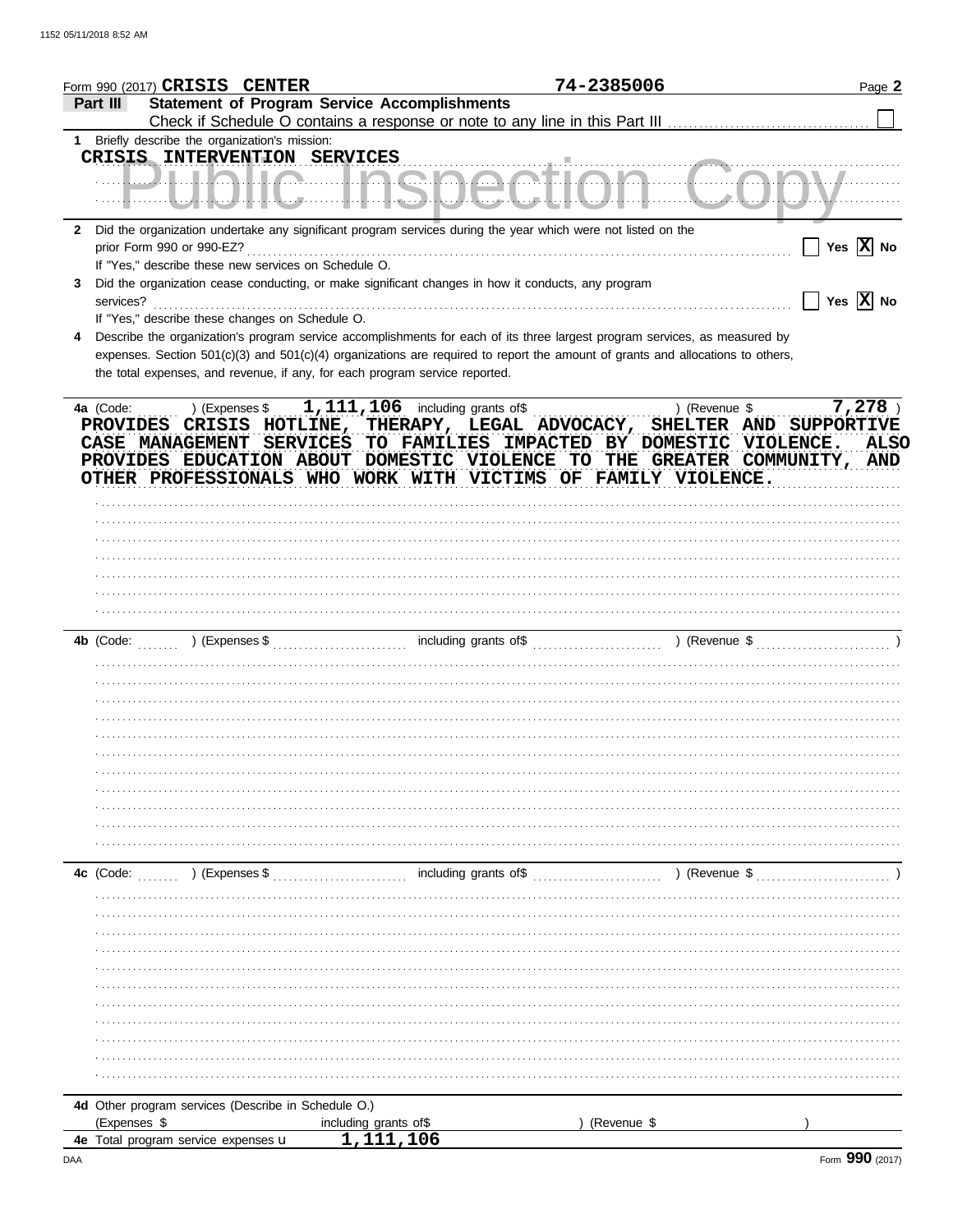Form 990 (2017) **CRISIS CENTER** 74-2385006 Page **2**

## Part III Statement of Program Service Accomplishments

Check if Schedule O contains a response or note to any line in this Part III ☐

**1** Briefly describe the organization's mission:

CRISIS INTERVENTION SERVICES

**2** Did the organization undertake any significant program services during the year which were not listed on the prior Form 990 or 990-EZ? ☐ Yes ☒ No

If "Yes," describe these new services on Schedule O.

**3** Did the organization cease conducting, or make significant changes in how it conducts, any program services? ☐ Yes ☒ No

If "Yes," describe these changes on Schedule O.

**4** Describe the organization's program service accomplishments for each of its three largest program services, as measured by expenses. Section 501(c)(3) and 501(c)(4) organizations are required to report the amount of grants and allocations to others, the total expenses, and revenue, if any, for each program service reported.

**4a** (Code: ) (Expenses $ 1,111,106 including grants of$ ) (Revenue $ 7,278 )

PROVIDES CRISIS HOTLINE, THERAPY, LEGAL ADVOCACY, SHELTER AND SUPPORTIVE CASE MANAGEMENT SERVICES TO FAMILIES IMPACTED BY DOMESTIC VIOLENCE. ALSO PROVIDES EDUCATION ABOUT DOMESTIC VIOLENCE TO THE GREATER COMMUNITY, AND OTHER PROFESSIONALS WHO WORK WITH VICTIMS OF FAMILY VIOLENCE.

**4b** (Code: ) (Expenses $ including grants of$ ) (Revenue $ )

**4c** (Code: ) (Expenses $ including grants of$ ) (Revenue $ )

**4d** Other program services (Describe in Schedule O.)

(Expenses $ including grants of$ ) (Revenue $ )

**4e** Total program service expenses u 1,111,106

Form **990** (2017)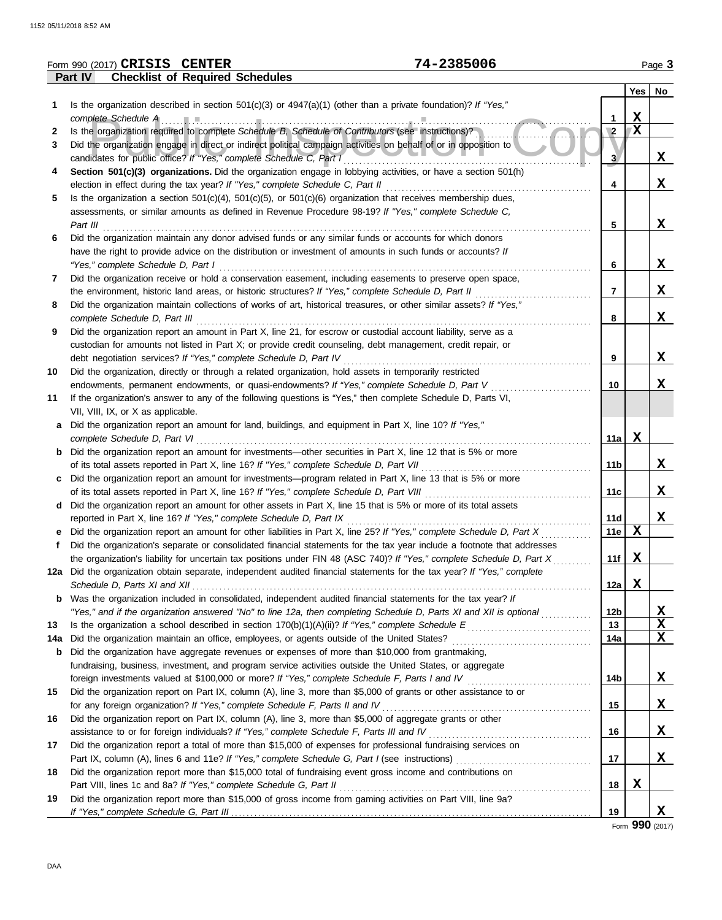Form 990 (2017) **CRISIS CENTER** **74-2385006**

## Part IV Checklist of Required Schedules

| | | | Yes | No |
|---|---|---|---|---|
| **1** | Is the organization described in section 501(c)(3) or 4947(a)(1) (other than a private foundation)? *If "Yes," complete Schedule A* | 1 | X | |
| **2** | Is the organization required to complete *Schedule B, Schedule of Contributors* (see instructions)? | 2 | X | |
| **3** | Did the organization engage in direct or indirect political campaign activities on behalf of or in opposition to candidates for public office? *If "Yes," complete Schedule C, Part I* | 3 | | X |
| **4** | **Section 501(c)(3) organizations.** Did the organization engage in lobbying activities, or have a section 501(h) election in effect during the tax year? *If "Yes," complete Schedule C, Part II* | 4 | | X |
| **5** | Is the organization a section 501(c)(4), 501(c)(5), or 501(c)(6) organization that receives membership dues, assessments, or similar amounts as defined in Revenue Procedure 98-19? *If "Yes," complete Schedule C, Part III* | 5 | | X |
| **6** | Did the organization maintain any donor advised funds or any similar funds or accounts for which donors have the right to provide advice on the distribution or investment of amounts in such funds or accounts? *If "Yes," complete Schedule D, Part I* | 6 | | X |
| **7** | Did the organization receive or hold a conservation easement, including easements to preserve open space, the environment, historic land areas, or historic structures? *If "Yes," complete Schedule D, Part II* | 7 | | X |
| **8** | Did the organization maintain collections of works of art, historical treasures, or other similar assets? *If "Yes," complete Schedule D, Part III* | 8 | | X |
| **9** | Did the organization report an amount in Part X, line 21, for escrow or custodial account liability, serve as a custodian for amounts not listed in Part X; or provide credit counseling, debt management, credit repair, or debt negotiation services? *If "Yes," complete Schedule D, Part IV* | 9 | | X |
| **10** | Did the organization, directly or through a related organization, hold assets in temporarily restricted endowments, permanent endowments, or quasi-endowments? *If "Yes," complete Schedule D, Part V* | 10 | | X |
| **11** | If the organization's answer to any of the following questions is "Yes," then complete Schedule D, Parts VI, VII, VIII, IX, or X as applicable. | | | |
| **a** | Did the organization report an amount for land, buildings, and equipment in Part X, line 10? *If "Yes," complete Schedule D, Part VI* | 11a | X | |
| **b** | Did the organization report an amount for investments—other securities in Part X, line 12 that is 5% or more of its total assets reported in Part X, line 16? *If "Yes," complete Schedule D, Part VII* | 11b | | X |
| **c** | Did the organization report an amount for investments—program related in Part X, line 13 that is 5% or more of its total assets reported in Part X, line 16? *If "Yes," complete Schedule D, Part VIII* | 11c | | X |
| **d** | Did the organization report an amount for other assets in Part X, line 15 that is 5% or more of its total assets reported in Part X, line 16? *If "Yes," complete Schedule D, Part IX* | 11d | | X |
| **e** | Did the organization report an amount for other liabilities in Part X, line 25? *If "Yes," complete Schedule D, Part X* | 11e | X | |
| **f** | Did the organization's separate or consolidated financial statements for the tax year include a footnote that addresses the organization's liability for uncertain tax positions under FIN 48 (ASC 740)? *If "Yes," complete Schedule D, Part X* | 11f | X | |
| **12a** | Did the organization obtain separate, independent audited financial statements for the tax year? *If "Yes," complete Schedule D, Parts XI and XII* | 12a | X | |
| **b** | Was the organization included in consolidated, independent audited financial statements for the tax year? *If "Yes," and if the organization answered "No" to line 12a, then completing Schedule D, Parts XI and XII is optional* | 12b | | X |
| **13** | Is the organization a school described in section 170(b)(1)(A)(ii)? *If "Yes," complete Schedule E* | 13 | | X |
| **14a** | Did the organization maintain an office, employees, or agents outside of the United States? | 14a | | X |
| **b** | Did the organization have aggregate revenues or expenses of more than $10,000 from grantmaking, fundraising, business, investment, and program service activities outside the United States, or aggregate foreign investments valued at $100,000 or more? *If "Yes," complete Schedule F, Parts I and IV* | 14b | | X |
| **15** | Did the organization report on Part IX, column (A), line 3, more than $5,000 of grants or other assistance to or for any foreign organization? *If "Yes," complete Schedule F, Parts II and IV* | 15 | | X |
| **16** | Did the organization report on Part IX, column (A), line 3, more than $5,000 of aggregate grants or other assistance to or for foreign individuals? *If "Yes," complete Schedule F, Parts III and IV* | 16 | | X |
| **17** | Did the organization report a total of more than $15,000 of expenses for professional fundraising services on Part IX, column (A), lines 6 and 11e? *If "Yes," complete Schedule G, Part I* (see instructions) | 17 | | X |
| **18** | Did the organization report more than $15,000 total of fundraising event gross income and contributions on Part VIII, lines 1c and 8a? *If "Yes," complete Schedule G, Part II* | 18 | X | |
| **19** | Did the organization report more than $15,000 of gross income from gaming activities on Part VIII, line 9a? *If "Yes," complete Schedule G, Part III* | 19 | | X |

Form **990** (2017)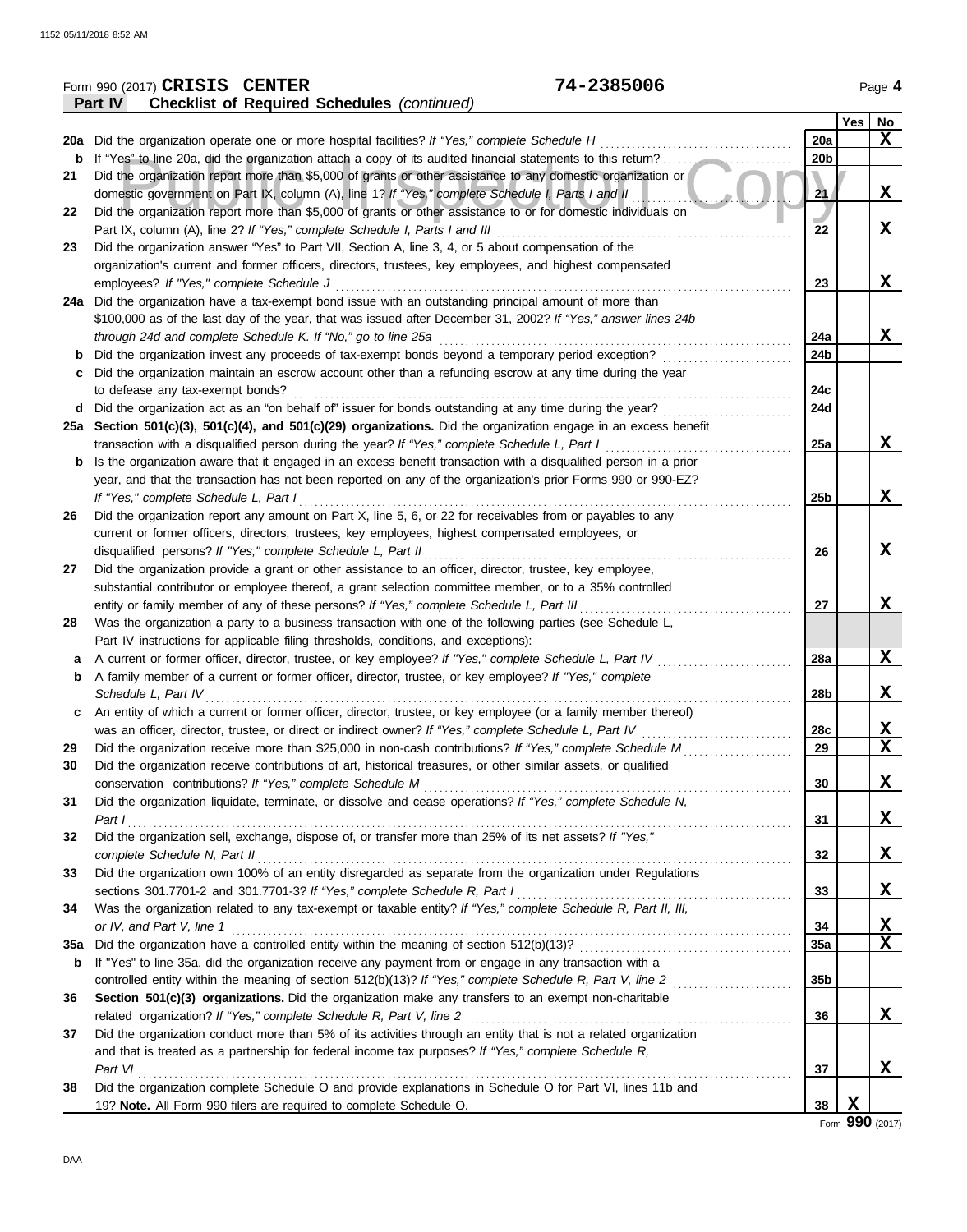Form 990 (2017) **CRISIS CENTER** **74-2385006** Page **4**

**Part IV — Checklist of Required Schedules** *(continued)*

| | | | Yes | No |
|---|---|---|---|---|
| **20a** | Did the organization operate one or more hospital facilities? *If "Yes," complete Schedule H* | **20a** | | X |
| **b** | If "Yes" to line 20a, did the organization attach a copy of its audited financial statements to this return? | **20b** | | |
| **21** | Did the organization report more than $5,000 of grants or other assistance to any domestic organization or domestic government on Part IX, column (A), line 1? *If "Yes," complete Schedule I, Parts I and II* | **21** | | X |
| **22** | Did the organization report more than $5,000 of grants or other assistance to or for domestic individuals on Part IX, column (A), line 2? *If "Yes," complete Schedule I, Parts I and III* | **22** | | X |
| **23** | Did the organization answer "Yes" to Part VII, Section A, line 3, 4, or 5 about compensation of the organization's current and former officers, directors, trustees, key employees, and highest compensated employees? *If "Yes," complete Schedule J* | **23** | | X |
| **24a** | Did the organization have a tax-exempt bond issue with an outstanding principal amount of more than $100,000 as of the last day of the year, that was issued after December 31, 2002? *If "Yes," answer lines 24b through 24d and complete Schedule K. If "No," go to line 25a* | **24a** | | X |
| **b** | Did the organization invest any proceeds of tax-exempt bonds beyond a temporary period exception? | **24b** | | |
| **c** | Did the organization maintain an escrow account other than a refunding escrow at any time during the year to defease any tax-exempt bonds? | **24c** | | |
| **d** | Did the organization act as an "on behalf of" issuer for bonds outstanding at any time during the year? | **24d** | | |
| **25a** | **Section 501(c)(3), 501(c)(4), and 501(c)(29) organizations.** Did the organization engage in an excess benefit transaction with a disqualified person during the year? *If "Yes," complete Schedule L, Part I* | **25a** | | X |
| **b** | Is the organization aware that it engaged in an excess benefit transaction with a disqualified person in a prior year, and that the transaction has not been reported on any of the organization's prior Forms 990 or 990-EZ? *If "Yes," complete Schedule L, Part I* | **25b** | | X |
| **26** | Did the organization report any amount on Part X, line 5, 6, or 22 for receivables from or payables to any current or former officers, directors, trustees, key employees, highest compensated employees, or disqualified persons? *If "Yes," complete Schedule L, Part II* | **26** | | X |
| **27** | Did the organization provide a grant or other assistance to an officer, director, trustee, key employee, substantial contributor or employee thereof, a grant selection committee member, or to a 35% controlled entity or family member of any of these persons? *If "Yes," complete Schedule L, Part III* | **27** | | X |
| **28** | Was the organization a party to a business transaction with one of the following parties (see Schedule L, Part IV instructions for applicable filing thresholds, conditions, and exceptions): | | | |
| **a** | A current or former officer, director, trustee, or key employee? *If "Yes," complete Schedule L, Part IV* | **28a** | | X |
| **b** | A family member of a current or former officer, director, trustee, or key employee? *If "Yes," complete Schedule L, Part IV* | **28b** | | X |
| **c** | An entity of which a current or former officer, director, trustee, or key employee (or a family member thereof) was an officer, director, trustee, or direct or indirect owner? *If "Yes," complete Schedule L, Part IV* | **28c** | | X |
| **29** | Did the organization receive more than $25,000 in non-cash contributions? *If "Yes," complete Schedule M* | **29** | | X |
| **30** | Did the organization receive contributions of art, historical treasures, or other similar assets, or qualified conservation contributions? *If "Yes," complete Schedule M* | **30** | | X |
| **31** | Did the organization liquidate, terminate, or dissolve and cease operations? *If "Yes," complete Schedule N, Part I* | **31** | | X |
| **32** | Did the organization sell, exchange, dispose of, or transfer more than 25% of its net assets? *If "Yes," complete Schedule N, Part II* | **32** | | X |
| **33** | Did the organization own 100% of an entity disregarded as separate from the organization under Regulations sections 301.7701-2 and 301.7701-3? *If "Yes," complete Schedule R, Part I* | **33** | | X |
| **34** | Was the organization related to any tax-exempt or taxable entity? *If "Yes," complete Schedule R, Part II, III, or IV, and Part V, line 1* | **34** | | X |
| **35a** | Did the organization have a controlled entity within the meaning of section 512(b)(13)? | **35a** | | X |
| **b** | If "Yes" to line 35a, did the organization receive any payment from or engage in any transaction with a controlled entity within the meaning of section 512(b)(13)? *If "Yes," complete Schedule R, Part V, line 2* | **35b** | | |
| **36** | **Section 501(c)(3) organizations.** Did the organization make any transfers to an exempt non-charitable related organization? *If "Yes," complete Schedule R, Part V, line 2* | **36** | | X |
| **37** | Did the organization conduct more than 5% of its activities through an entity that is not a related organization and that is treated as a partnership for federal income tax purposes? *If "Yes," complete Schedule R, Part VI* | **37** | | X |
| **38** | Did the organization complete Schedule O and provide explanations in Schedule O for Part VI, lines 11b and 19? **Note.** All Form 990 filers are required to complete Schedule O. | **38** | X | |

Form **990** (2017)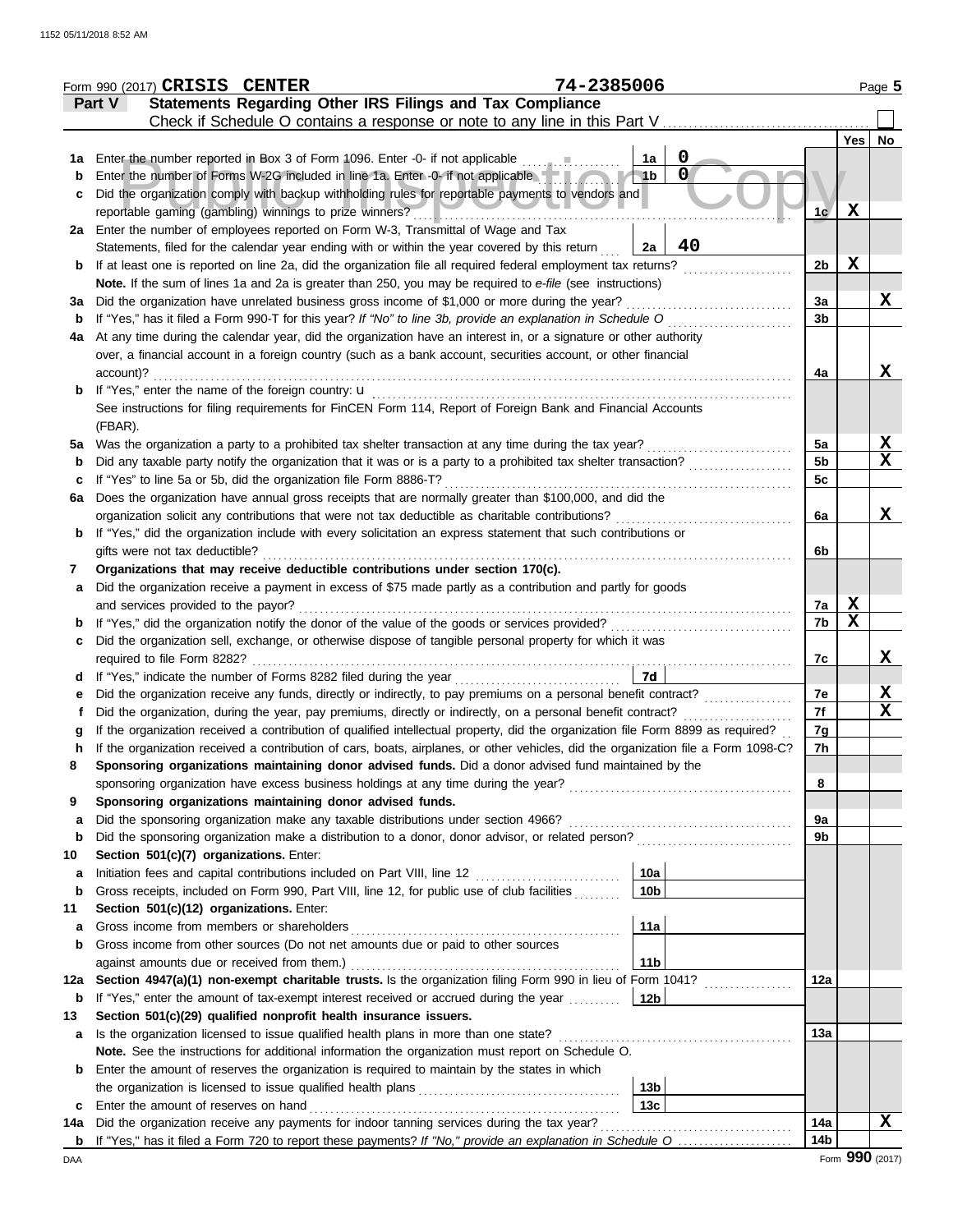Form 990 (2017) **CRISIS CENTER** 74-2385006 Page 5

## Part V Statements Regarding Other IRS Filings and Tax Compliance

Check if Schedule O contains a response or note to any line in this Part V

| | | | | | Yes | No |
|---|---|---|---|---|---|---|
| 1a | Enter the number reported in Box 3 of Form 1096. Enter -0- if not applicable | 1a | 0 | | | |
| b | Enter the number of Forms W-2G included in line 1a. Enter -0- if not applicable | 1b | 0 | | | |
| c | Did the organization comply with backup withholding rules for reportable payments to vendors and reportable gaming (gambling) winnings to prize winners? | | | 1c | X | |
| 2a | Enter the number of employees reported on Form W-3, Transmittal of Wage and Tax Statements, filed for the calendar year ending with or within the year covered by this return | 2a | 40 | | | |
| b | If at least one is reported on line 2a, did the organization file all required federal employment tax returns? | | | 2b | X | |
| | **Note.** If the sum of lines 1a and 2a is greater than 250, you may be required to *e-file* (see instructions) | | | | | |
| 3a | Did the organization have unrelated business gross income of $1,000 or more during the year? | | | 3a | | X |
| b | If "Yes," has it filed a Form 990-T for this year? *If "No" to line 3b, provide an explanation in Schedule O* | | | 3b | | |
| 4a | At any time during the calendar year, did the organization have an interest in, or a signature or other authority over, a financial account in a foreign country (such as a bank account, securities account, or other financial account)? | | | 4a | | X |
| b | If "Yes," enter the name of the foreign country: u | | | | | |
| | See instructions for filing requirements for FinCEN Form 114, Report of Foreign Bank and Financial Accounts (FBAR). | | | | | |
| 5a | Was the organization a party to a prohibited tax shelter transaction at any time during the tax year? | | | 5a | | X |
| b | Did any taxable party notify the organization that it was or is a party to a prohibited tax shelter transaction? | | | 5b | | X |
| c | If "Yes" to line 5a or 5b, did the organization file Form 8886-T? | | | 5c | | |
| 6a | Does the organization have annual gross receipts that are normally greater than $100,000, and did the organization solicit any contributions that were not tax deductible as charitable contributions? | | | 6a | | X |
| b | If "Yes," did the organization include with every solicitation an express statement that such contributions or gifts were not tax deductible? | | | 6b | | |
| 7 | **Organizations that may receive deductible contributions under section 170(c).** | | | | | |
| a | Did the organization receive a payment in excess of $75 made partly as a contribution and partly for goods and services provided to the payor? | | | 7a | X | |
| b | If "Yes," did the organization notify the donor of the value of the goods or services provided? | | | 7b | X | |
| c | Did the organization sell, exchange, or otherwise dispose of tangible personal property for which it was required to file Form 8282? | | | 7c | | X |
| d | If "Yes," indicate the number of Forms 8282 filed during the year | 7d | | | | |
| e | Did the organization receive any funds, directly or indirectly, to pay premiums on a personal benefit contract? | | | 7e | | X |
| f | Did the organization, during the year, pay premiums, directly or indirectly, on a personal benefit contract? | | | 7f | | X |
| g | If the organization received a contribution of qualified intellectual property, did the organization file Form 8899 as required? | | | 7g | | |
| h | If the organization received a contribution of cars, boats, airplanes, or other vehicles, did the organization file a Form 1098-C? | | | 7h | | |
| 8 | **Sponsoring organizations maintaining donor advised funds.** Did a donor advised fund maintained by the sponsoring organization have excess business holdings at any time during the year? | | | 8 | | |
| 9 | **Sponsoring organizations maintaining donor advised funds.** | | | | | |
| a | Did the sponsoring organization make any taxable distributions under section 4966? | | | 9a | | |
| b | Did the sponsoring organization make a distribution to a donor, donor advisor, or related person? | | | 9b | | |
| 10 | **Section 501(c)(7) organizations.** Enter: | | | | | |
| a | Initiation fees and capital contributions included on Part VIII, line 12 | 10a | | | | |
| b | Gross receipts, included on Form 990, Part VIII, line 12, for public use of club facilities | 10b | | | | |
| 11 | **Section 501(c)(12) organizations.** Enter: | | | | | |
| a | Gross income from members or shareholders | 11a | | | | |
| b | Gross income from other sources (Do not net amounts due or paid to other sources against amounts due or received from them.) | 11b | | | | |
| 12a | **Section 4947(a)(1) non-exempt charitable trusts.** Is the organization filing Form 990 in lieu of Form 1041? | | | 12a | | |
| b | If "Yes," enter the amount of tax-exempt interest received or accrued during the year | 12b | | | | |
| 13 | **Section 501(c)(29) qualified nonprofit health insurance issuers.** | | | | | |
| a | Is the organization licensed to issue qualified health plans in more than one state? | | | 13a | | |
| | **Note.** See the instructions for additional information the organization must report on Schedule O. | | | | | |
| b | Enter the amount of reserves the organization is required to maintain by the states in which the organization is licensed to issue qualified health plans | 13b | | | | |
| c | Enter the amount of reserves on hand | 13c | | | | |
| 14a | Did the organization receive any payments for indoor tanning services during the tax year? | | | 14a | | X |
| b | If "Yes," has it filed a Form 720 to report these payments? *If "No," provide an explanation in Schedule O* | | | 14b | | |

Form **990** (2017)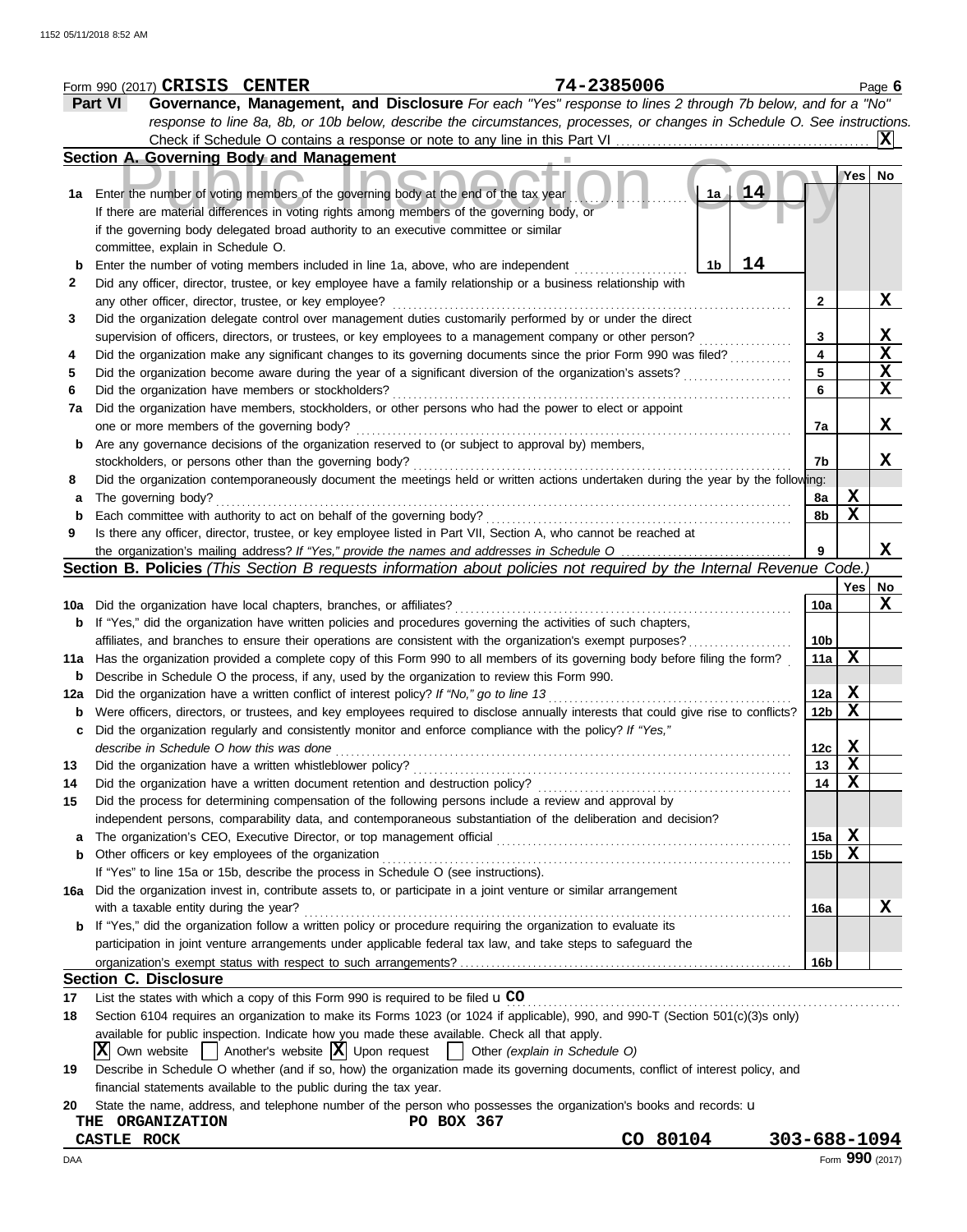Form 990 (2017) **CRISIS CENTER** **74-2385006** Page 6

**Part VI** **Governance, Management, and Disclosure** *For each "Yes" response to lines 2 through 7b below, and for a "No" response to line 8a, 8b, or 10b below, describe the circumstances, processes, or changes in Schedule O. See instructions.*

Check if Schedule O contains a response or note to any line in this Part VI ..... **X**

### Section A. Governing Body and Management

| | | | Yes | No |
|---|---|---|---|---|
| **1a** | Enter the number of voting members of the governing body at the end of the tax year ..... **1a** 14<br>If there are material differences in voting rights among members of the governing body, or if the governing body delegated broad authority to an executive committee or similar committee, explain in Schedule O. | | | |
| **b** | Enter the number of voting members included in line 1a, above, who are independent ..... **1b** 14 | | | |
| **2** | Did any officer, director, trustee, or key employee have a family relationship or a business relationship with any other officer, director, trustee, or key employee? | 2 | | X |
| **3** | Did the organization delegate control over management duties customarily performed by or under the direct supervision of officers, directors, or trustees, or key employees to a management company or other person? | 3 | | X |
| **4** | Did the organization make any significant changes to its governing documents since the prior Form 990 was filed? | 4 | | X |
| **5** | Did the organization become aware during the year of a significant diversion of the organization's assets? | 5 | | X |
| **6** | Did the organization have members or stockholders? | 6 | | X |
| **7a** | Did the organization have members, stockholders, or other persons who had the power to elect or appoint one or more members of the governing body? | 7a | | X |
| **b** | Are any governance decisions of the organization reserved to (or subject to approval by) members, stockholders, or persons other than the governing body? | 7b | | X |
| **8** | Did the organization contemporaneously document the meetings held or written actions undertaken during the year by the following: | | | |
| **a** | The governing body? | 8a | X | |
| **b** | Each committee with authority to act on behalf of the governing body? | 8b | X | |
| **9** | Is there any officer, director, trustee, or key employee listed in Part VII, Section A, who cannot be reached at the organization's mailing address? *If "Yes," provide the names and addresses in Schedule O* | 9 | | X |

### Section B. Policies *(This Section B requests information about policies not required by the Internal Revenue Code.)*

| | | | Yes | No |
|---|---|---|---|---|
| **10a** | Did the organization have local chapters, branches, or affiliates? | 10a | | X |
| **b** | If "Yes," did the organization have written policies and procedures governing the activities of such chapters, affiliates, and branches to ensure their operations are consistent with the organization's exempt purposes? | 10b | | |
| **11a** | Has the organization provided a complete copy of this Form 990 to all members of its governing body before filing the form? | 11a | X | |
| **b** | Describe in Schedule O the process, if any, used by the organization to review this Form 990. | | | |
| **12a** | Did the organization have a written conflict of interest policy? *If "No," go to line 13* | 12a | X | |
| **b** | Were officers, directors, or trustees, and key employees required to disclose annually interests that could give rise to conflicts? | 12b | X | |
| **c** | Did the organization regularly and consistently monitor and enforce compliance with the policy? *If "Yes," describe in Schedule O how this was done* | 12c | X | |
| **13** | Did the organization have a written whistleblower policy? | 13 | X | |
| **14** | Did the organization have a written document retention and destruction policy? | 14 | X | |
| **15** | Did the process for determining compensation of the following persons include a review and approval by independent persons, comparability data, and contemporaneous substantiation of the deliberation and decision? | | | |
| **a** | The organization's CEO, Executive Director, or top management official | 15a | X | |
| **b** | Other officers or key employees of the organization | 15b | X | |
| | If "Yes" to line 15a or 15b, describe the process in Schedule O (see instructions). | | | |
| **16a** | Did the organization invest in, contribute assets to, or participate in a joint venture or similar arrangement with a taxable entity during the year? | 16a | | X |
| **b** | If "Yes," did the organization follow a written policy or procedure requiring the organization to evaluate its participation in joint venture arrangements under applicable federal tax law, and take steps to safeguard the organization's exempt status with respect to such arrangements? | 16b | | |

### Section C. Disclosure

**17** List the states with which a copy of this Form 990 is required to be filed u **CO**

**18** Section 6104 requires an organization to make its Forms 1023 (or 1024 if applicable), 990, and 990-T (Section 501(c)(3)s only) available for public inspection. Indicate how you made these available. Check all that apply.

[X] Own website [ ] Another's website [X] Upon request [ ] Other *(explain in Schedule O)*

**19** Describe in Schedule O whether (and if so, how) the organization made its governing documents, conflict of interest policy, and financial statements available to the public during the tax year.

**20** State the name, address, and telephone number of the person who possesses the organization's books and records: u

THE ORGANIZATION PO BOX 367
CASTLE ROCK CO 80104 303-688-1094

DAA Form **990** (2017)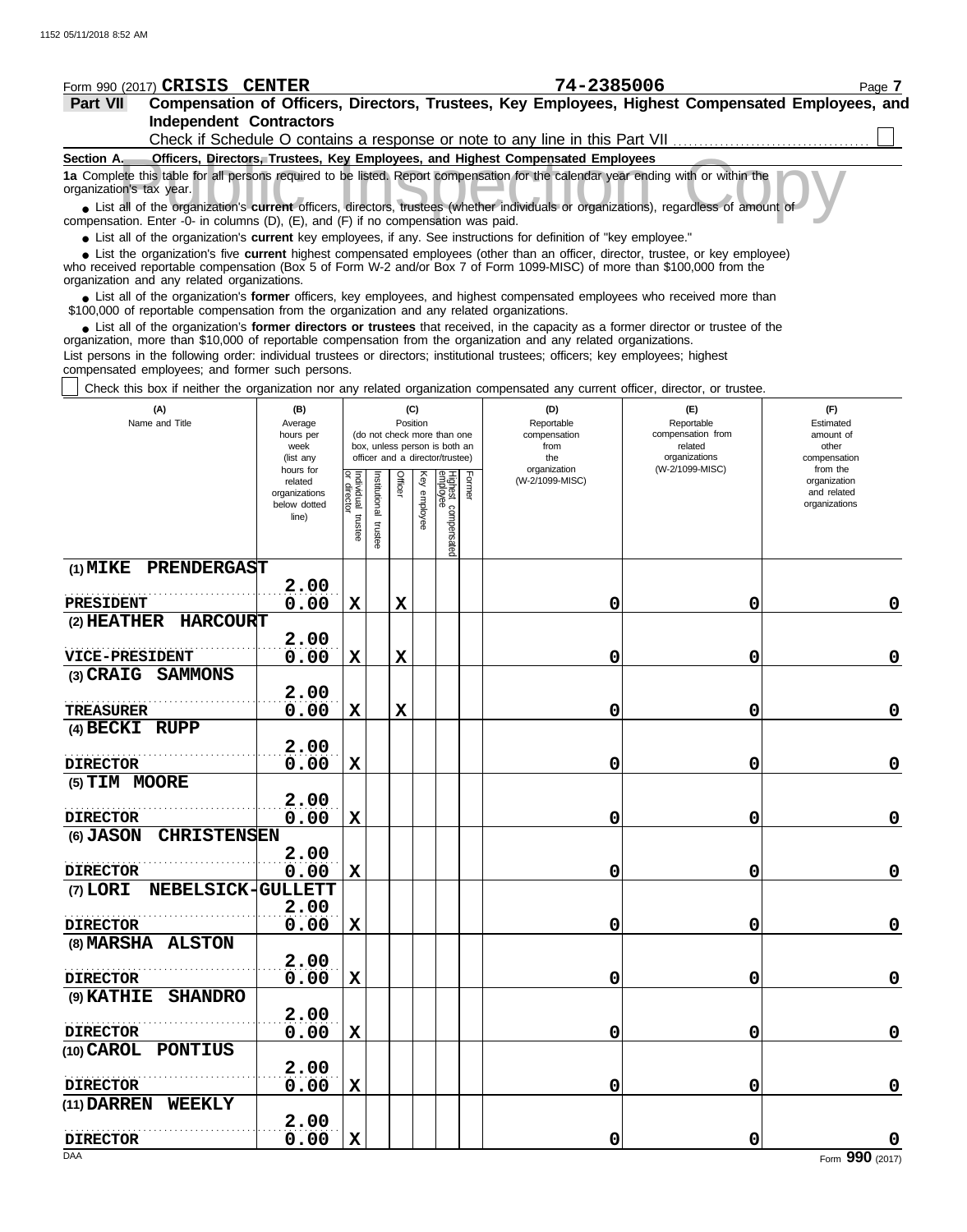Form 990 (2017) **CRISIS CENTER** **74-2385006**

## Part VII Compensation of Officers, Directors, Trustees, Key Employees, Highest Compensated Employees, and Independent Contractors

Check if Schedule O contains a response or note to any line in this Part VII ☐

### Section A. Officers, Directors, Trustees, Key Employees, and Highest Compensated Employees

**1a** Complete this table for all persons required to be listed. Report compensation for the calendar year ending with or within the organization's tax year.

- List all of the organization's **current** officers, directors, trustees (whether individuals or organizations), regardless of amount of compensation. Enter -0- in columns (D), (E), and (F) if no compensation was paid.
- List all of the organization's **current** key employees, if any. See instructions for definition of "key employee."
- List the organization's five **current** highest compensated employees (other than an officer, director, trustee, or key employee) who received reportable compensation (Box 5 of Form W-2 and/or Box 7 of Form 1099-MISC) of more than $100,000 from the organization and any related organizations.
- List all of the organization's **former** officers, key employees, and highest compensated employees who received more than $100,000 of reportable compensation from the organization and any related organizations.
- List all of the organization's **former directors or trustees** that received, in the capacity as a former director or trustee of the organization, more than $10,000 of reportable compensation from the organization and any related organizations.

List persons in the following order: individual trustees or directors; institutional trustees; officers; key employees; highest compensated employees; and former such persons.

☐ Check this box if neither the organization nor any related organization compensated any current officer, director, or trustee.

| (A) Name and Title | (B) Average hours per week (list any hours for related organizations below dotted line) | (C) Position: Individual trustee or director | Institutional trustee | Officer | Key employee | Highest compensated employee | Former | (D) Reportable compensation from the organization (W-2/1099-MISC) | (E) Reportable compensation from related organizations (W-2/1099-MISC) | (F) Estimated amount of other compensation from the organization and related organizations |
|---|---|---|---|---|---|---|---|---|---|---|
| (1) MIKE PRENDERGAST<br>PRESIDENT | 2.00<br>0.00 | X | | X | | | | 0 | 0 | 0 |
| (2) HEATHER HARCOURT<br>VICE-PRESIDENT | 2.00<br>0.00 | X | | X | | | | 0 | 0 | 0 |
| (3) CRAIG SAMMONS<br>TREASURER | 2.00<br>0.00 | X | | X | | | | 0 | 0 | 0 |
| (4) BECKI RUPP<br>DIRECTOR | 2.00<br>0.00 | X | | | | | | 0 | 0 | 0 |
| (5) TIM MOORE<br>DIRECTOR | 2.00<br>0.00 | X | | | | | | 0 | 0 | 0 |
| (6) JASON CHRISTENSEN<br>DIRECTOR | 2.00<br>0.00 | X | | | | | | 0 | 0 | 0 |
| (7) LORI NEBELSICK-GULLETT<br>DIRECTOR | 2.00<br>0.00 | X | | | | | | 0 | 0 | 0 |
| (8) MARSHA ALSTON<br>DIRECTOR | 2.00<br>0.00 | X | | | | | | 0 | 0 | 0 |
| (9) KATHIE SHANDRO<br>DIRECTOR | 2.00<br>0.00 | X | | | | | | 0 | 0 | 0 |
| (10) CAROL PONTIUS<br>DIRECTOR | 2.00<br>0.00 | X | | | | | | 0 | 0 | 0 |
| (11) DARREN WEEKLY<br>DIRECTOR | 2.00<br>0.00 | X | | | | | | 0 | 0 | 0 |

Form **990** (2017)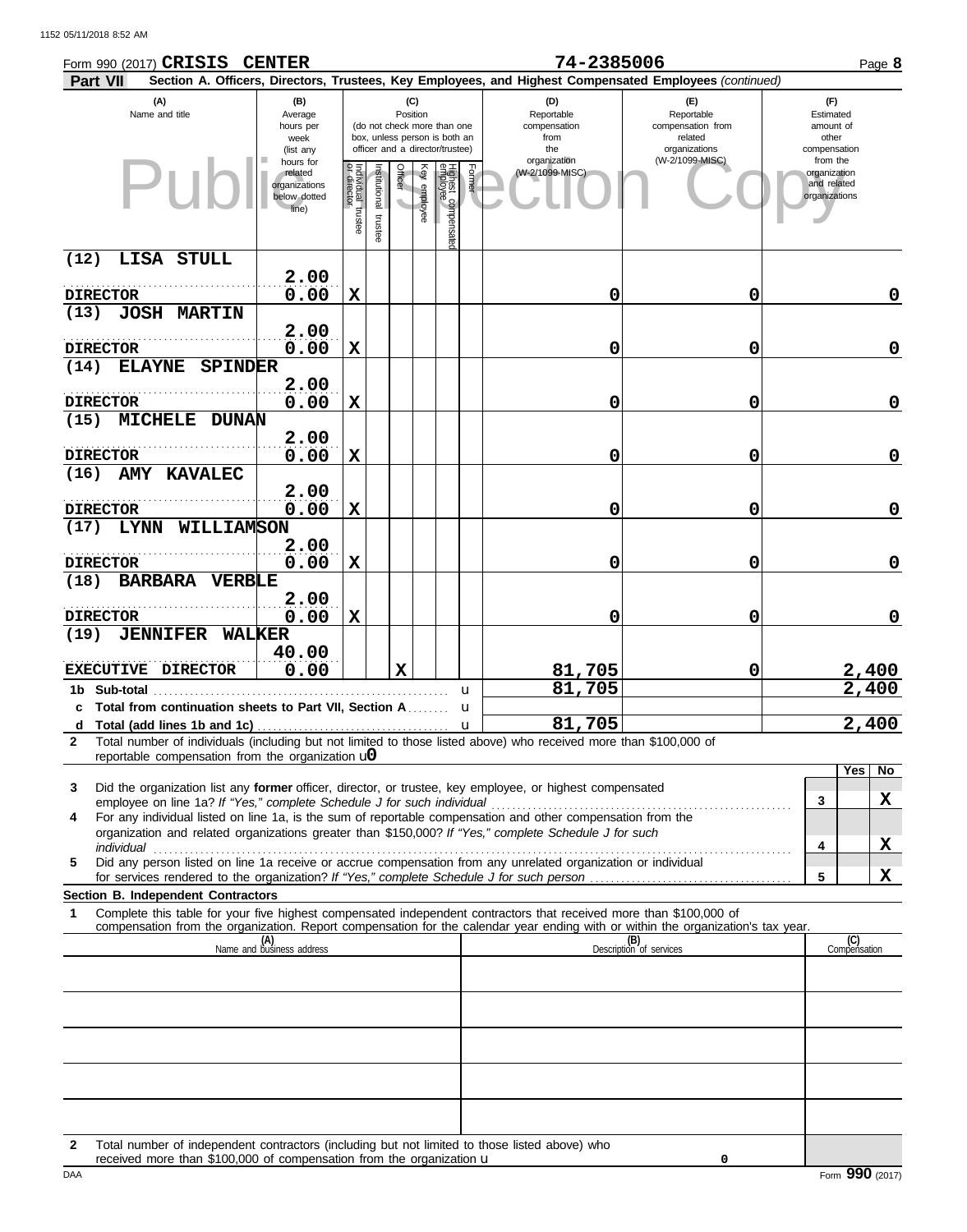Form 990 (2017) **CRISIS CENTER** **74-2385006**

**Part VII** **Section A. Officers, Directors, Trustees, Key Employees, and Highest Compensated Employees** *(continued)*

| (A) Name and title | (B) Average hours per week (list any hours for related organizations below dotted line) | (C) Position: Individual trustee or director | Institutional trustee | Officer | Key employee | Highest compensated employee | Former | (D) Reportable compensation from the organization (W-2/1099-MISC) | (E) Reportable compensation from related organizations (W-2/1099-MISC) | (F) Estimated amount of other compensation from the organization and related organizations |
|---|---|---|---|---|---|---|---|---|---|---|
| (12) LISA STULL DIRECTOR | 2.00 / 0.00 | X | | | | | | 0 | 0 | 0 |
| (13) JOSH MARTIN DIRECTOR | 2.00 / 0.00 | X | | | | | | 0 | 0 | 0 |
| (14) ELAYNE SPINDER DIRECTOR | 2.00 / 0.00 | X | | | | | | 0 | 0 | 0 |
| (15) MICHELE DUNAN DIRECTOR | 2.00 / 0.00 | X | | | | | | 0 | 0 | 0 |
| (16) AMY KAVALEC DIRECTOR | 2.00 / 0.00 | X | | | | | | 0 | 0 | 0 |
| (17) LYNN WILLIAMSON DIRECTOR | 2.00 / 0.00 | X | | | | | | 0 | 0 | 0 |
| (18) BARBARA VERBLE DIRECTOR | 2.00 / 0.00 | X | | | | | | 0 | 0 | 0 |
| (19) JENNIFER WALKER EXECUTIVE DIRECTOR | 40.00 / 0.00 | | | X | | | | 81,705 | 0 | 2,400 |
| **1b Sub-total** | | | | | | | | 81,705 | | 2,400 |
| **c Total from continuation sheets to Part VII, Section A** | | | | | | | | | | |
| **d Total (add lines 1b and 1c)** | | | | | | | | 81,705 | | 2,400 |

**2** Total number of individuals (including but not limited to those listed above) who received more than $100,000 of reportable compensation from the organization **0**

| | | Yes | No |
|---|---|---|---|
| **3** Did the organization list any **former** officer, director, or trustee, key employee, or highest compensated employee on line 1a? *If "Yes," complete Schedule J for such individual* | 3 | | X |
| **4** For any individual listed on line 1a, is the sum of reportable compensation and other compensation from the organization and related organizations greater than $150,000? *If "Yes," complete Schedule J for such individual* | 4 | | X |
| **5** Did any person listed on line 1a receive or accrue compensation from any unrelated organization or individual for services rendered to the organization? *If "Yes," complete Schedule J for such person* | 5 | | X |

**Section B. Independent Contractors**

**1** Complete this table for your five highest compensated independent contractors that received more than $100,000 of compensation from the organization. Report compensation for the calendar year ending with or within the organization's tax year.

| (A) Name and business address | (B) Description of services | (C) Compensation |
|---|---|---|
| | | |
| | | |
| | | |
| | | |
| | | |

**2** Total number of independent contractors (including but not limited to those listed above) who received more than $100,000 of compensation from the organization **0**

Form **990** (2017)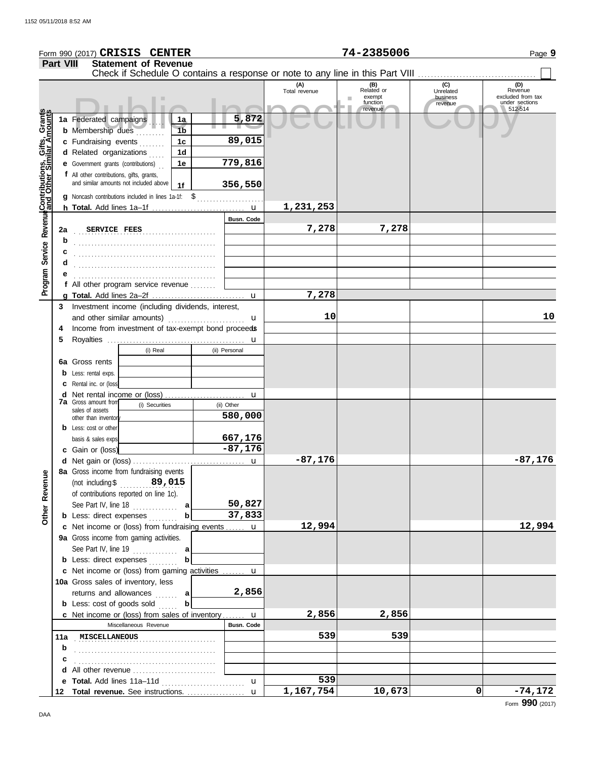Form 990 (2017) **CRISIS CENTER** **74-2385006** Page **9**

**Part VIII Statement of Revenue**

Check if Schedule O contains a response or note to any line in this Part VIII . . . . . . . . . . . . . . . . . . ☐

Public Inspection Copy

| | | | (A) Total revenue | (B) Related or exempt function revenue | (C) Unrelated business revenue | (D) Revenue excluded from tax under sections 512-514 |
|---|---|---|---|---|---|---|
| **Contributions, Gifts, Grants and Other Similar Amounts** | | | | | | |
| 1a Federated campaigns | 1a | 5,872 | | | | |
| b Membership dues | 1b | | | | | |
| c Fundraising events | 1c | 89,015 | | | | |
| d Related organizations | 1d | | | | | |
| e Government grants (contributions) | 1e | 779,816 | | | | |
| f All other contributions, gifts, grants, and similar amounts not included above | 1f | 356,550 | | | | |
| g Noncash contributions included in lines 1a-1f: $ | | | | | | |
| h **Total.** Add lines 1a–1f | | u | 1,231,253 | | | |
| **Program Service Revenue** | | Busn. Code | | | | |
| 2a SERVICE FEES | | | 7,278 | 7,278 | | |
| b | | | | | | |
| c | | | | | | |
| d | | | | | | |
| e | | | | | | |
| f All other program service revenue | | | | | | |
| g **Total.** Add lines 2a–2f | | u | 7,278 | | | |
| 3 Investment income (including dividends, interest, and other similar amounts) | | u | 10 | | | 10 |
| 4 Income from investment of tax-exempt bond proceeds | | u | | | | |
| 5 Royalties | | u | | | | |
| | (i) Real | (ii) Personal | | | | |
| 6a Gross rents | | | | | | |
| b Less: rental exps. | | | | | | |
| c Rental inc. or (loss) | | | | | | |
| d Net rental income or (loss) | | u | | | | |
| 7a Gross amount from sales of assets other than inventory | (i) Securities | (ii) Other 580,000 | | | | |
| b Less: cost or other basis & sales exps. | | 667,176 | | | | |
| c Gain or (loss) | | -87,176 | | | | |
| d Net gain or (loss) | | u | -87,176 | | | -87,176 |
| **Other Revenue** | | | | | | |
| 8a Gross income from fundraising events (not including $ 89,015 of contributions reported on line 1c). See Part IV, line 18 | a | 50,827 | | | | |
| b Less: direct expenses | b | 37,833 | | | | |
| c Net income or (loss) from fundraising events | | u | 12,994 | | | 12,994 |
| 9a Gross income from gaming activities. See Part IV, line 19 | a | | | | | |
| b Less: direct expenses | b | | | | | |
| c Net income or (loss) from gaming activities | | u | | | | |
| 10a Gross sales of inventory, less returns and allowances | a | 2,856 | | | | |
| b Less: cost of goods sold | b | | | | | |
| c Net income or (loss) from sales of inventory | | u | 2,856 | 2,856 | | |
| Miscellaneous Revenue | | Busn. Code | | | | |
| 11a MISCELLANEOUS | | | 539 | 539 | | |
| b | | | | | | |
| c | | | | | | |
| d All other revenue | | | | | | |
| e **Total.** Add lines 11a–11d | | u | 539 | | | |
| 12 **Total revenue.** See instructions. | | u | 1,167,754 | 10,673 | 0 | -74,172 |

Form **990** (2017)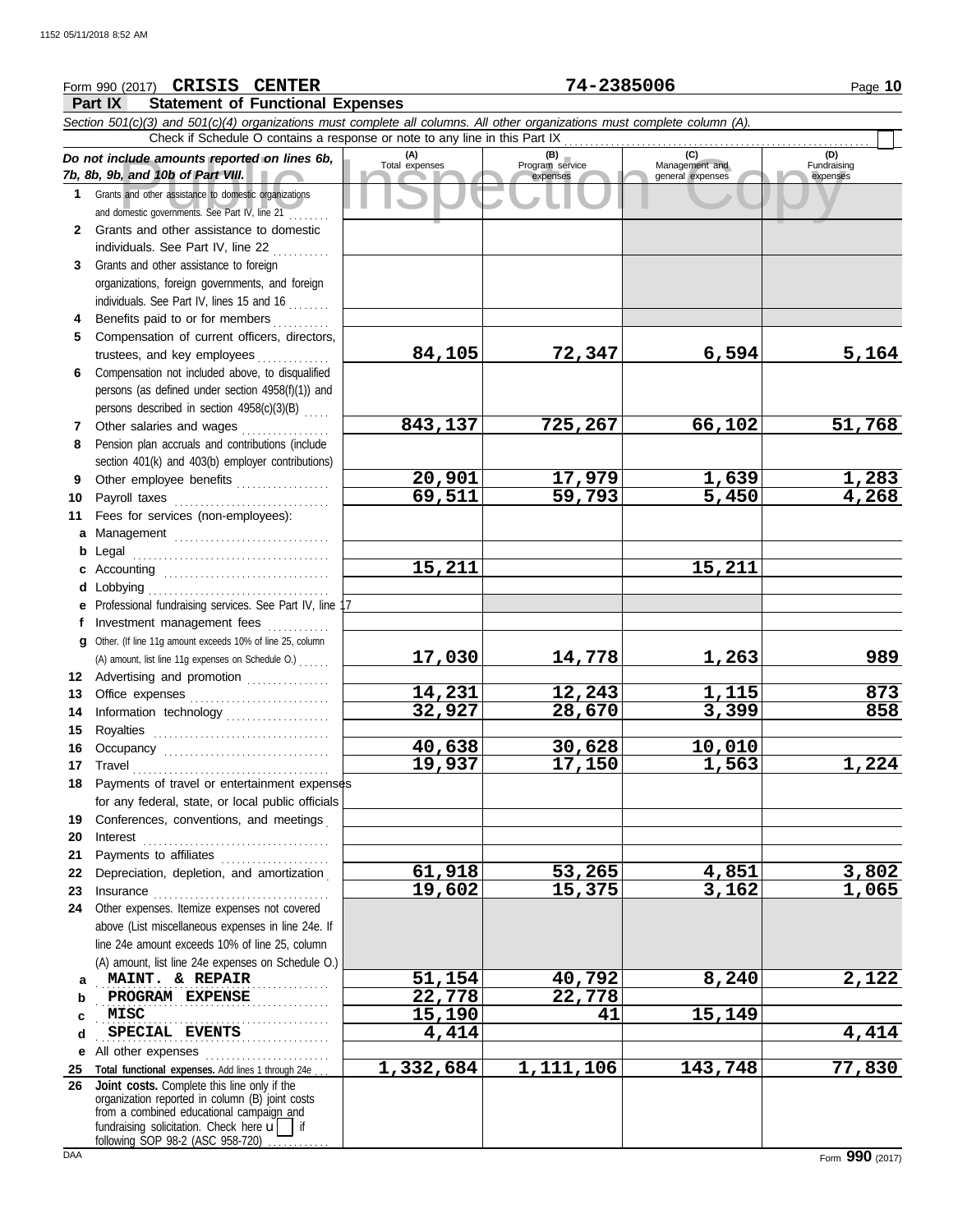Form 990 (2017) **CRISIS CENTER** **74-2385006** Page **10**

**Part IX Statement of Functional Expenses**

*Section 501(c)(3) and 501(c)(4) organizations must complete all columns. All other organizations must complete column (A).*

Check if Schedule O contains a response or note to any line in this Part IX

| *Do not include amounts reported on lines 6b, 7b, 8b, 9b, and 10b of Part VIII.* | (A) Total expenses | (B) Program service expenses | (C) Management and general expenses | (D) Fundraising expenses |
|---|---|---|---|---|
| **1** Grants and other assistance to domestic organizations and domestic governments. See Part IV, line 21 | | | | |
| **2** Grants and other assistance to domestic individuals. See Part IV, line 22 | | | | |
| **3** Grants and other assistance to foreign organizations, foreign governments, and foreign individuals. See Part IV, lines 15 and 16 | | | | |
| **4** Benefits paid to or for members | | | | |
| **5** Compensation of current officers, directors, trustees, and key employees | 84,105 | 72,347 | 6,594 | 5,164 |
| **6** Compensation not included above, to disqualified persons (as defined under section 4958(f)(1)) and persons described in section 4958(c)(3)(B) | | | | |
| **7** Other salaries and wages | 843,137 | 725,267 | 66,102 | 51,768 |
| **8** Pension plan accruals and contributions (include section 401(k) and 403(b) employer contributions) | | | | |
| **9** Other employee benefits | 20,901 | 17,979 | 1,639 | 1,283 |
| **10** Payroll taxes | 69,511 | 59,793 | 5,450 | 4,268 |
| **11** Fees for services (non-employees): | | | | |
| **a** Management | | | | |
| **b** Legal | | | | |
| **c** Accounting | 15,211 | | 15,211 | |
| **d** Lobbying | | | | |
| **e** Professional fundraising services. See Part IV, line 17 | | | | |
| **f** Investment management fees | | | | |
| **g** Other. (If line 11g amount exceeds 10% of line 25, column (A) amount, list line 11g expenses on Schedule O.) | 17,030 | 14,778 | 1,263 | 989 |
| **12** Advertising and promotion | | | | |
| **13** Office expenses | 14,231 | 12,243 | 1,115 | 873 |
| **14** Information technology | 32,927 | 28,670 | 3,399 | 858 |
| **15** Royalties | | | | |
| **16** Occupancy | 40,638 | 30,628 | 10,010 | |
| **17** Travel | 19,937 | 17,150 | 1,563 | 1,224 |
| **18** Payments of travel or entertainment expenses for any federal, state, or local public officials | | | | |
| **19** Conferences, conventions, and meetings | | | | |
| **20** Interest | | | | |
| **21** Payments to affiliates | | | | |
| **22** Depreciation, depletion, and amortization | 61,918 | 53,265 | 4,851 | 3,802 |
| **23** Insurance | 19,602 | 15,375 | 3,162 | 1,065 |
| **24** Other expenses. Itemize expenses not covered above (List miscellaneous expenses in line 24e. If line 24e amount exceeds 10% of line 25, column (A) amount, list line 24e expenses on Schedule O.) | | | | |
| **a** MAINT. & REPAIR | 51,154 | 40,792 | 8,240 | 2,122 |
| **b** PROGRAM EXPENSE | 22,778 | 22,778 | | |
| **c** MISC | 15,190 | 41 | 15,149 | |
| **d** SPECIAL EVENTS | 4,414 | | | 4,414 |
| **e** All other expenses | | | | |
| **25** **Total functional expenses.** Add lines 1 through 24e | 1,332,684 | 1,111,106 | 143,748 | 77,830 |
| **26** **Joint costs.** Complete this line only if the organization reported in column (B) joint costs from a combined educational campaign and fundraising solicitation. Check here ☐ if following SOP 98-2 (ASC 958-720) | | | | |

Form **990** (2017)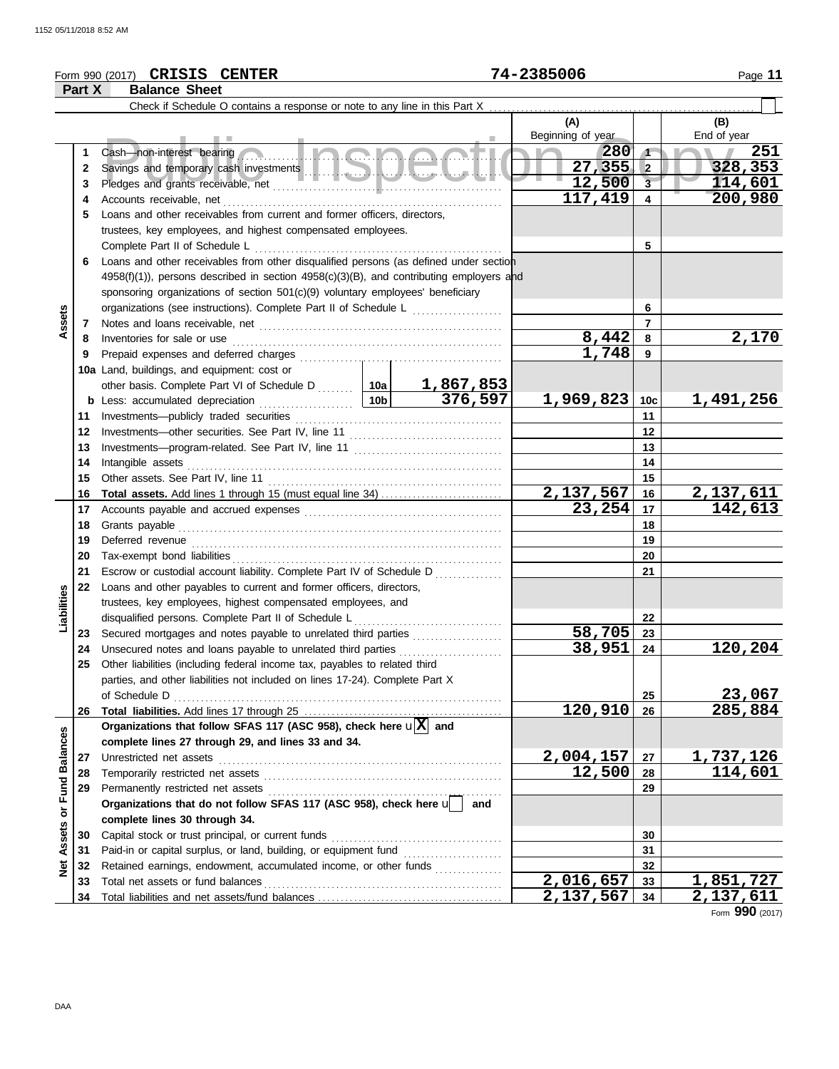Form 990 (2017) **CRISIS CENTER** 74-2385006

**Part X Balance Sheet**

Check if Schedule O contains a response or note to any line in this Part X

| | | | | (A) Beginning of year | | (B) End of year |
|---|---|---|---|---|---|---|
| Assets | 1 | Cash—non-interest bearing | | 280 | 1 | 251 |
| | 2 | Savings and temporary cash investments | | 27,355 | 2 | 328,353 |
| | 3 | Pledges and grants receivable, net | | 12,500 | 3 | 114,601 |
| | 4 | Accounts receivable, net | | 117,419 | 4 | 200,980 |
| | 5 | Loans and other receivables from current and former officers, directors, trustees, key employees, and highest compensated employees. Complete Part II of Schedule L | | | 5 | |
| | 6 | Loans and other receivables from other disqualified persons (as defined under section 4958(f)(1)), persons described in section 4958(c)(3)(B), and contributing employers and sponsoring organizations of section 501(c)(9) voluntary employees' beneficiary organizations (see instructions). Complete Part II of Schedule L | | | 6 | |
| | 7 | Notes and loans receivable, net | | | 7 | |
| | 8 | Inventories for sale or use | | 8,442 | 8 | 2,170 |
| | 9 | Prepaid expenses and deferred charges | | 1,748 | 9 | |
| | 10a | Land, buildings, and equipment: cost or other basis. Complete Part VI of Schedule D | 10a 1,867,853 | | | |
| | b | Less: accumulated depreciation | 10b 376,597 | 1,969,823 | 10c | 1,491,256 |
| | 11 | Investments—publicly traded securities | | | 11 | |
| | 12 | Investments—other securities. See Part IV, line 11 | | | 12 | |
| | 13 | Investments—program-related. See Part IV, line 11 | | | 13 | |
| | 14 | Intangible assets | | | 14 | |
| | 15 | Other assets. See Part IV, line 11 | | | 15 | |
| | 16 | **Total assets.** Add lines 1 through 15 (must equal line 34) | | 2,137,567 | 16 | 2,137,611 |
| Liabilities | 17 | Accounts payable and accrued expenses | | 23,254 | 17 | 142,613 |
| | 18 | Grants payable | | | 18 | |
| | 19 | Deferred revenue | | | 19 | |
| | 20 | Tax-exempt bond liabilities | | | 20 | |
| | 21 | Escrow or custodial account liability. Complete Part IV of Schedule D | | | 21 | |
| | 22 | Loans and other payables to current and former officers, directors, trustees, key employees, highest compensated employees, and disqualified persons. Complete Part II of Schedule L | | | 22 | |
| | 23 | Secured mortgages and notes payable to unrelated third parties | | 58,705 | 23 | |
| | 24 | Unsecured notes and loans payable to unrelated third parties | | 38,951 | 24 | 120,204 |
| | 25 | Other liabilities (including federal income tax, payables to related third parties, and other liabilities not included on lines 17-24). Complete Part X of Schedule D | | | 25 | 23,067 |
| | 26 | **Total liabilities.** Add lines 17 through 25 | | 120,910 | 26 | 285,884 |
| Net Assets or Fund Balances | | **Organizations that follow SFAS 117 (ASC 958), check here** [X] **and complete lines 27 through 29, and lines 33 and 34.** | | | | |
| | 27 | Unrestricted net assets | | 2,004,157 | 27 | 1,737,126 |
| | 28 | Temporarily restricted net assets | | 12,500 | 28 | 114,601 |
| | 29 | Permanently restricted net assets | | | 29 | |
| | | **Organizations that do not follow SFAS 117 (ASC 958), check here** [ ] **and complete lines 30 through 34.** | | | | |
| | 30 | Capital stock or trust principal, or current funds | | | 30 | |
| | 31 | Paid-in or capital surplus, or land, building, or equipment fund | | | 31 | |
| | 32 | Retained earnings, endowment, accumulated income, or other funds | | | 32 | |
| | 33 | Total net assets or fund balances | | 2,016,657 | 33 | 1,851,727 |
| | 34 | Total liabilities and net assets/fund balances | | 2,137,567 | 34 | 2,137,611 |

Form **990** (2017)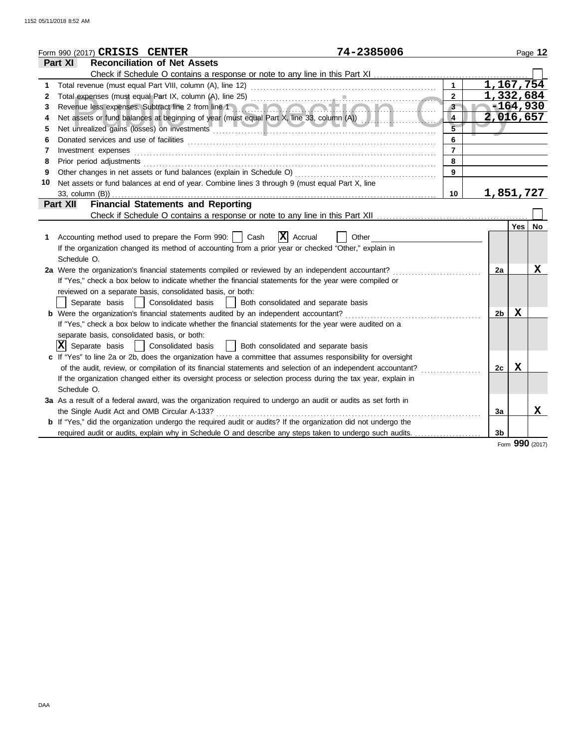Form 990 (2017) **CRISIS CENTER** 74-2385006

## Part XI Reconciliation of Net Assets

Check if Schedule O contains a response or note to any line in this Part XI ☐

| | | | |
|---|---|---|---|
| 1 | Total revenue (must equal Part VIII, column (A), line 12) | 1 | 1,167,754 |
| 2 | Total expenses (must equal Part IX, column (A), line 25) | 2 | 1,332,684 |
| 3 | Revenue less expenses. Subtract line 2 from line 1 | 3 | -164,930 |
| 4 | Net assets or fund balances at beginning of year (must equal Part X, line 33, column (A)) | 4 | 2,016,657 |
| 5 | Net unrealized gains (losses) on investments | 5 | |
| 6 | Donated services and use of facilities | 6 | |
| 7 | Investment expenses | 7 | |
| 8 | Prior period adjustments | 8 | |
| 9 | Other changes in net assets or fund balances (explain in Schedule O) | 9 | |
| 10 | Net assets or fund balances at end of year. Combine lines 3 through 9 (must equal Part X, line 33, column (B)) | 10 | 1,851,727 |

## Part XII Financial Statements and Reporting

Check if Schedule O contains a response or note to any line in this Part XII ☐

| | | | Yes | No |
|---|---|---|---|---|
| **1** | Accounting method used to prepare the Form 990: ☐ Cash ☒ Accrual ☐ Other<br>If the organization changed its method of accounting from a prior year or checked "Other," explain in Schedule O. | | | |
| **2a** | Were the organization's financial statements compiled or reviewed by an independent accountant?<br>If "Yes," check a box below to indicate whether the financial statements for the year were compiled or reviewed on a separate basis, consolidated basis, or both:<br>☐ Separate basis ☐ Consolidated basis ☐ Both consolidated and separate basis | 2a | | X |
| **b** | Were the organization's financial statements audited by an independent accountant?<br>If "Yes," check a box below to indicate whether the financial statements for the year were audited on a separate basis, consolidated basis, or both:<br>☒ Separate basis ☐ Consolidated basis ☐ Both consolidated and separate basis | 2b | X | |
| **c** | If "Yes" to line 2a or 2b, does the organization have a committee that assumes responsibility for oversight of the audit, review, or compilation of its financial statements and selection of an independent accountant?<br>If the organization changed either its oversight process or selection process during the tax year, explain in Schedule O. | 2c | X | |
| **3a** | As a result of a federal award, was the organization required to undergo an audit or audits as set forth in the Single Audit Act and OMB Circular A-133? | 3a | | X |
| **b** | If "Yes," did the organization undergo the required audit or audits? If the organization did not undergo the required audit or audits, explain why in Schedule O and describe any steps taken to undergo such audits. | 3b | | |

Form **990** (2017)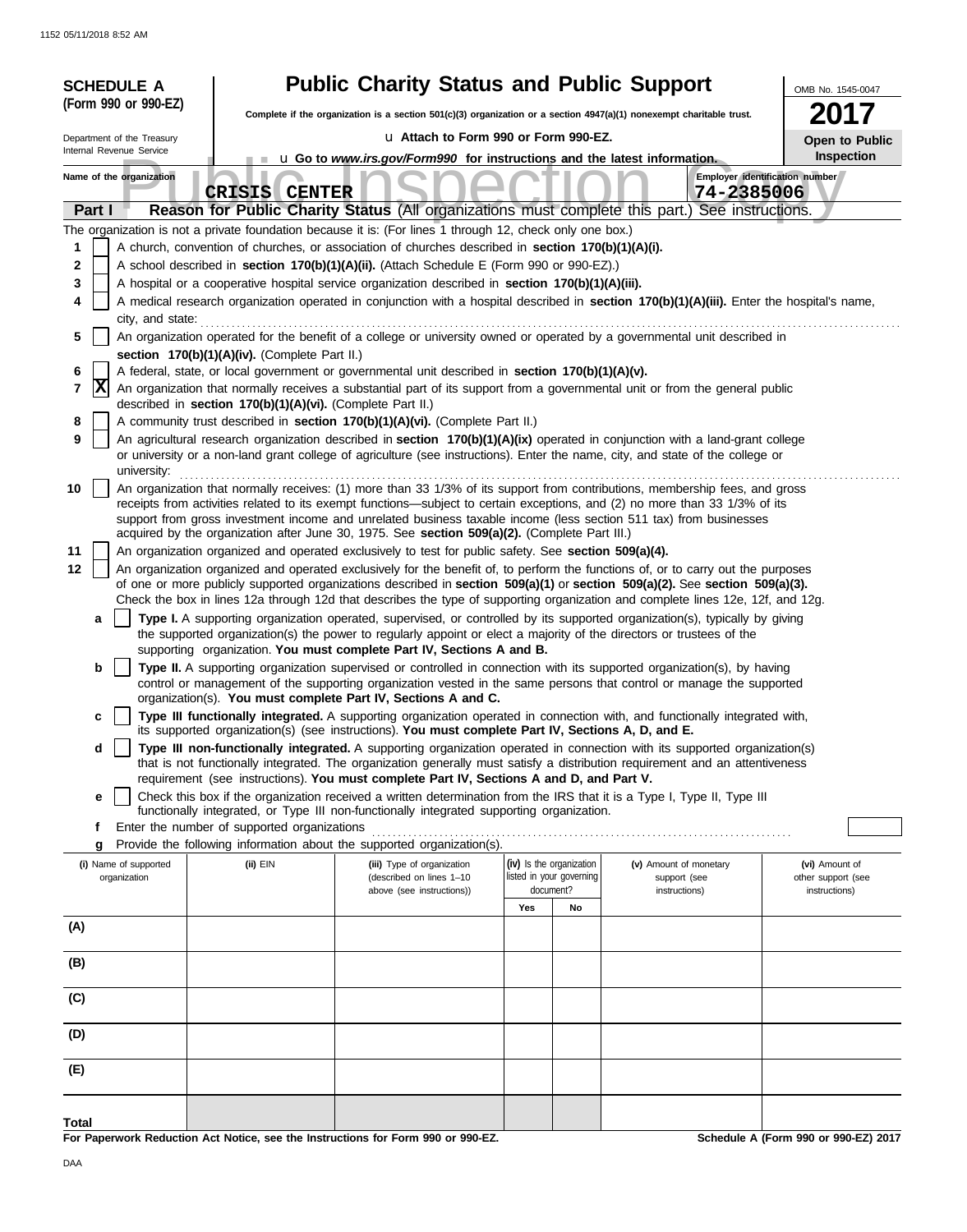1152 05/11/2018 8:52 AM

**SCHEDULE A (Form 990 or 990-EZ)**

Department of the Treasury
Internal Revenue Service

# Public Charity Status and Public Support

**Complete if the organization is a section 501(c)(3) organization or a section 4947(a)(1) nonexempt charitable trust.**

u **Attach to Form 990 or Form 990-EZ.**

u **Go to *www.irs.gov/Form990* for instructions and the latest information.**

OMB No. 1545-0047

**2017**

**Open to Public Inspection**

Public Inspection Copy

**Name of the organization**
CRISIS CENTER

**Employer identification number**
74-2385006

## Part I — Reason for Public Charity Status (All organizations must complete this part.) See instructions.

The organization is not a private foundation because it is: (For lines 1 through 12, check only one box.)

1. [ ] A church, convention of churches, or association of churches described in **section 170(b)(1)(A)(i).**
2. [ ] A school described in **section 170(b)(1)(A)(ii).** (Attach Schedule E (Form 990 or 990-EZ).)
3. [ ] A hospital or a cooperative hospital service organization described in **section 170(b)(1)(A)(iii).**
4. [ ] A medical research organization operated in conjunction with a hospital described in **section 170(b)(1)(A)(iii).** Enter the hospital's name, city, and state:
5. [ ] An organization operated for the benefit of a college or university owned or operated by a governmental unit described in **section 170(b)(1)(A)(iv).** (Complete Part II.)
6. [ ] A federal, state, or local government or governmental unit described in **section 170(b)(1)(A)(v).**
7. [X] An organization that normally receives a substantial part of its support from a governmental unit or from the general public described in **section 170(b)(1)(A)(vi).** (Complete Part II.)
8. [ ] A community trust described in **section 170(b)(1)(A)(vi).** (Complete Part II.)
9. [ ] An agricultural research organization described in **section 170(b)(1)(A)(ix)** operated in conjunction with a land-grant college or university or a non-land grant college of agriculture (see instructions). Enter the name, city, and state of the college or university:
10. [ ] An organization that normally receives: (1) more than 33 1/3% of its support from contributions, membership fees, and gross receipts from activities related to its exempt functions—subject to certain exceptions, and (2) no more than 33 1/3% of its support from gross investment income and unrelated business taxable income (less section 511 tax) from businesses acquired by the organization after June 30, 1975. See **section 509(a)(2).** (Complete Part III.)
11. [ ] An organization organized and operated exclusively to test for public safety. See **section 509(a)(4).**
12. [ ] An organization organized and operated exclusively for the benefit of, to perform the functions of, or to carry out the purposes of one or more publicly supported organizations described in **section 509(a)(1)** or **section 509(a)(2).** See **section 509(a)(3).** Check the box in lines 12a through 12d that describes the type of supporting organization and complete lines 12e, 12f, and 12g.
   - **a** [ ] **Type I.** A supporting organization operated, supervised, or controlled by its supported organization(s), typically by giving the supported organization(s) the power to regularly appoint or elect a majority of the directors or trustees of the supporting organization. **You must complete Part IV, Sections A and B.**
   - **b** [ ] **Type II.** A supporting organization supervised or controlled in connection with its supported organization(s), by having control or management of the supporting organization vested in the same persons that control or manage the supported organization(s). **You must complete Part IV, Sections A and C.**
   - **c** [ ] **Type III functionally integrated.** A supporting organization operated in connection with, and functionally integrated with, its supported organization(s) (see instructions). **You must complete Part IV, Sections A, D, and E.**
   - **d** [ ] **Type III non-functionally integrated.** A supporting organization operated in connection with its supported organization(s) that is not functionally integrated. The organization generally must satisfy a distribution requirement and an attentiveness requirement (see instructions). **You must complete Part IV, Sections A and D, and Part V.**
   - **e** [ ] Check this box if the organization received a written determination from the IRS that it is a Type I, Type II, Type III functionally integrated, or Type III non-functionally integrated supporting organization.
   - **f** Enter the number of supported organizations
   - **g** Provide the following information about the supported organization(s).

| (i) Name of supported organization | (ii) EIN | (iii) Type of organization (described on lines 1–10 above (see instructions)) | (iv) Is the organization listed in your governing document? Yes | No | (v) Amount of monetary support (see instructions) | (vi) Amount of other support (see instructions) |
|---|---|---|---|---|---|---|
| (A) | | | | | | |
| (B) | | | | | | |
| (C) | | | | | | |
| (D) | | | | | | |
| (E) | | | | | | |
| **Total** | | | | | | |

**For Paperwork Reduction Act Notice, see the Instructions for Form 990 or 990-EZ.**

**Schedule A (Form 990 or 990-EZ) 2017**

DAA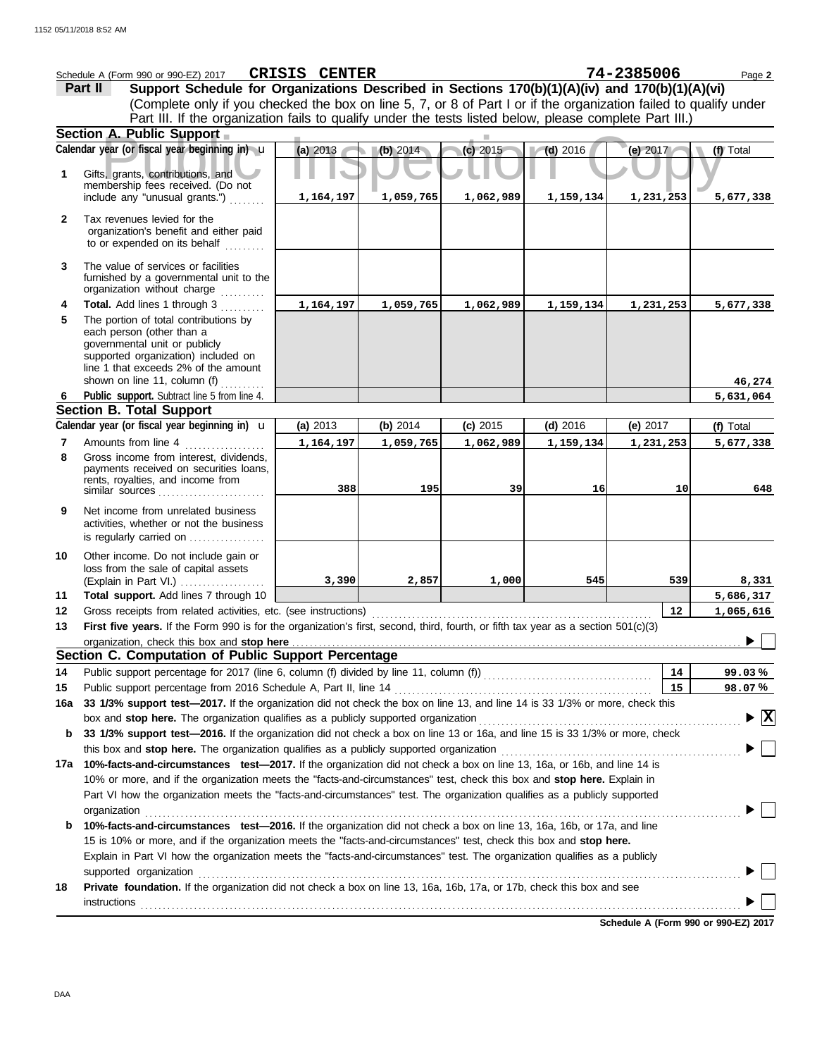Schedule A (Form 990 or 990-EZ) 2017 **CRISIS CENTER** **74-2385006** Page **2**

**Part II** **Support Schedule for Organizations Described in Sections 170(b)(1)(A)(iv) and 170(b)(1)(A)(vi)**
(Complete only if you checked the box on line 5, 7, or 8 of Part I or if the organization failed to qualify under Part III. If the organization fails to qualify under the tests listed below, please complete Part III.)

**Section A. Public Support**

| | Calendar year (or fiscal year beginning in) | (a) 2013 | (b) 2014 | (c) 2015 | (d) 2016 | (e) 2017 | (f) Total |
|---|---|---|---|---|---|---|---|
| 1 | Gifts, grants, contributions, and membership fees received. (Do not include any "unusual grants.") | 1,164,197 | 1,059,765 | 1,062,989 | 1,159,134 | 1,231,253 | 5,677,338 |
| 2 | Tax revenues levied for the organization's benefit and either paid to or expended on its behalf | | | | | | |
| 3 | The value of services or facilities furnished by a governmental unit to the organization without charge | | | | | | |
| 4 | **Total.** Add lines 1 through 3 | 1,164,197 | 1,059,765 | 1,062,989 | 1,159,134 | 1,231,253 | 5,677,338 |
| 5 | The portion of total contributions by each person (other than a governmental unit or publicly supported organization) included on line 1 that exceeds 2% of the amount shown on line 11, column (f) | | | | | | 46,274 |
| 6 | **Public support.** Subtract line 5 from line 4. | | | | | | 5,631,064 |

**Section B. Total Support**

| | Calendar year (or fiscal year beginning in) | (a) 2013 | (b) 2014 | (c) 2015 | (d) 2016 | (e) 2017 | (f) Total |
|---|---|---|---|---|---|---|---|
| 7 | Amounts from line 4 | 1,164,197 | 1,059,765 | 1,062,989 | 1,159,134 | 1,231,253 | 5,677,338 |
| 8 | Gross income from interest, dividends, payments received on securities loans, rents, royalties, and income from similar sources | 388 | 195 | 39 | 16 | 10 | 648 |
| 9 | Net income from unrelated business activities, whether or not the business is regularly carried on | | | | | | |
| 10 | Other income. Do not include gain or loss from the sale of capital assets (Explain in Part VI.) | 3,390 | 2,857 | 1,000 | 545 | 539 | 8,331 |
| 11 | **Total support.** Add lines 7 through 10 | | | | | | 5,686,317 |
| 12 | Gross receipts from related activities, etc. (see instructions) | | | | | 12 | 1,065,616 |

**13** **First five years.** If the Form 990 is for the organization's first, second, third, fourth, or fifth tax year as a section 501(c)(3) organization, check this box and **stop here** ☐

**Section C. Computation of Public Support Percentage**

**14** Public support percentage for 2017 (line 6, column (f) divided by line 11, column (f)) — **14** — 99.03 %

**15** Public support percentage from 2016 Schedule A, Part II, line 14 — **15** — 98.07 %

**16a** **33 1/3% support test—2017.** If the organization did not check the box on line 13, and line 14 is 33 1/3% or more, check this box and **stop here.** The organization qualifies as a publicly supported organization ☒

**b** **33 1/3% support test—2016.** If the organization did not check a box on line 13 or 16a, and line 15 is 33 1/3% or more, check this box and **stop here.** The organization qualifies as a publicly supported organization ☐

**17a** **10%-facts-and-circumstances test—2017.** If the organization did not check a box on line 13, 16a, or 16b, and line 14 is 10% or more, and if the organization meets the "facts-and-circumstances" test, check this box and **stop here.** Explain in Part VI how the organization meets the "facts-and-circumstances" test. The organization qualifies as a publicly supported organization ☐

**b** **10%-facts-and-circumstances test—2016.** If the organization did not check a box on line 13, 16a, 16b, or 17a, and line 15 is 10% or more, and if the organization meets the "facts-and-circumstances" test, check this box and **stop here.** Explain in Part VI how the organization meets the "facts-and-circumstances" test. The organization qualifies as a publicly supported organization ☐

**18** **Private foundation.** If the organization did not check a box on line 13, 16a, 16b, 17a, or 17b, check this box and see instructions ☐

**Schedule A (Form 990 or 990-EZ) 2017**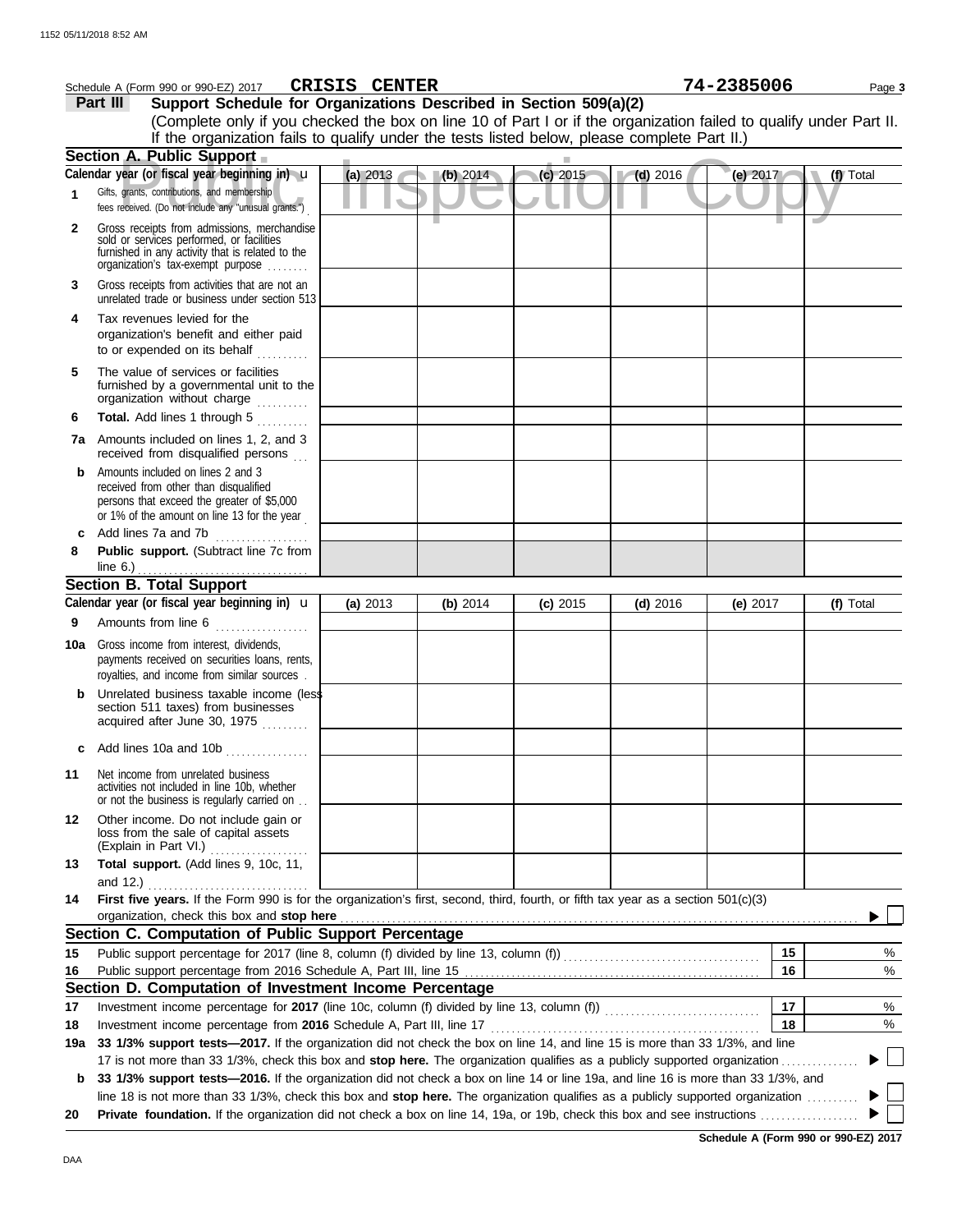Schedule A (Form 990 or 990-EZ) 2017 **CRISIS CENTER** **74-2385006** Page **3**

**Part III** **Support Schedule for Organizations Described in Section 509(a)(2)**

(Complete only if you checked the box on line 10 of Part I or if the organization failed to qualify under Part II. If the organization fails to qualify under the tests listed below, please complete Part II.)

**Section A. Public Support**

| | Calendar year (or fiscal year beginning in) u | (a) 2013 | (b) 2014 | (c) 2015 | (d) 2016 | (e) 2017 | (f) Total |
|---|---|---|---|---|---|---|---|
| 1 | Gifts, grants, contributions, and membership fees received. (Do not include any "unusual grants.") | | | | | | |
| 2 | Gross receipts from admissions, merchandise sold or services performed, or facilities furnished in any activity that is related to the organization's tax-exempt purpose | | | | | | |
| 3 | Gross receipts from activities that are not an unrelated trade or business under section 513 | | | | | | |
| 4 | Tax revenues levied for the organization's benefit and either paid to or expended on its behalf | | | | | | |
| 5 | The value of services or facilities furnished by a governmental unit to the organization without charge | | | | | | |
| 6 | **Total.** Add lines 1 through 5 | | | | | | |
| 7a | Amounts included on lines 1, 2, and 3 received from disqualified persons | | | | | | |
| b | Amounts included on lines 2 and 3 received from other than disqualified persons that exceed the greater of $5,000 or 1% of the amount on line 13 for the year | | | | | | |
| c | Add lines 7a and 7b | | | | | | |
| 8 | **Public support.** (Subtract line 7c from line 6.) | | | | | | |

**Section B. Total Support**

| | Calendar year (or fiscal year beginning in) u | (a) 2013 | (b) 2014 | (c) 2015 | (d) 2016 | (e) 2017 | (f) Total |
|---|---|---|---|---|---|---|---|
| 9 | Amounts from line 6 | | | | | | |
| 10a | Gross income from interest, dividends, payments received on securities loans, rents, royalties, and income from similar sources | | | | | | |
| b | Unrelated business taxable income (less section 511 taxes) from businesses acquired after June 30, 1975 | | | | | | |
| c | Add lines 10a and 10b | | | | | | |
| 11 | Net income from unrelated business activities not included in line 10b, whether or not the business is regularly carried on | | | | | | |
| 12 | Other income. Do not include gain or loss from the sale of capital assets (Explain in Part VI.) | | | | | | |
| 13 | **Total support.** (Add lines 9, 10c, 11, and 12.) | | | | | | |

**14** **First five years.** If the Form 990 is for the organization's first, second, third, fourth, or fifth tax year as a section 501(c)(3) organization, check this box and **stop here** ▶ ☐

**Section C. Computation of Public Support Percentage**

| | | | |
|---|---|---|---|
| 15 | Public support percentage for 2017 (line 8, column (f) divided by line 13, column (f)) | 15 | % |
| 16 | Public support percentage from 2016 Schedule A, Part III, line 15 | 16 | % |

**Section D. Computation of Investment Income Percentage**

| | | | |
|---|---|---|---|
| 17 | Investment income percentage for **2017** (line 10c, column (f) divided by line 13, column (f)) | 17 | % |
| 18 | Investment income percentage from **2016** Schedule A, Part III, line 17 | 18 | % |

**19a** **33 1/3% support tests—2017.** If the organization did not check the box on line 14, and line 15 is more than 33 1/3%, and line 17 is not more than 33 1/3%, check this box and **stop here.** The organization qualifies as a publicly supported organization ▶ ☐

**b** **33 1/3% support tests—2016.** If the organization did not check a box on line 14 or line 19a, and line 16 is more than 33 1/3%, and line 18 is not more than 33 1/3%, check this box and **stop here.** The organization qualifies as a publicly supported organization ▶ ☐

**20** **Private foundation.** If the organization did not check a box on line 14, 19a, or 19b, check this box and see instructions ▶ ☐

**Schedule A (Form 990 or 990-EZ) 2017**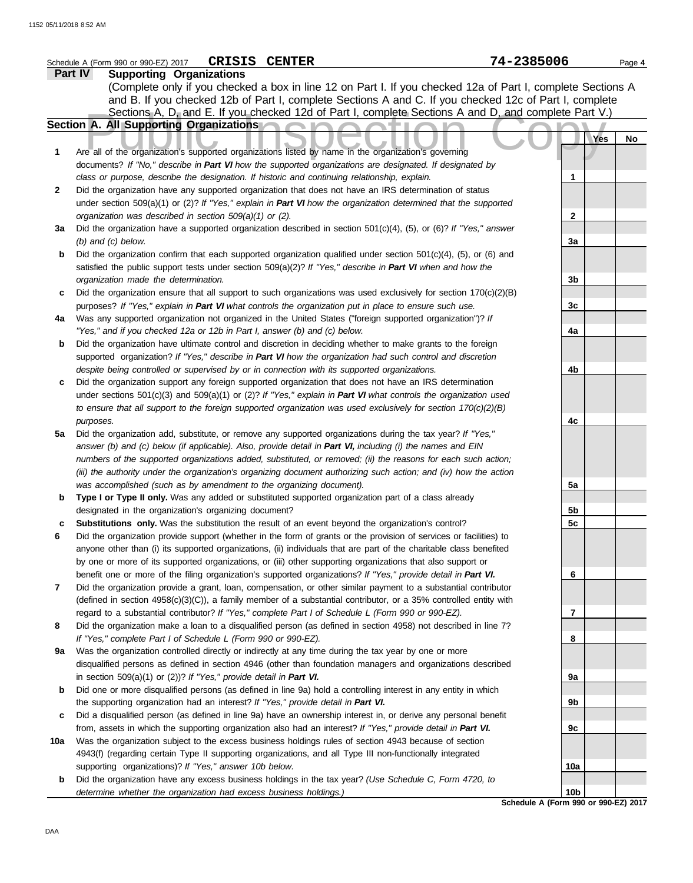Schedule A (Form 990 or 990-EZ) 2017 **CRISIS CENTER** **74-2385006** Page **4**

## Part IV Supporting Organizations

(Complete only if you checked a box in line 12 on Part I. If you checked 12a of Part I, complete Sections A and B. If you checked 12b of Part I, complete Sections A and C. If you checked 12c of Part I, complete Sections A, D, and E. If you checked 12d of Part I, complete Sections A and D, and complete Part V.)

### Section A. All Supporting Organizations

| | | | Yes | No |
|---|---|---|---|---|
| **1** | Are all of the organization's supported organizations listed by name in the organization's governing documents? *If "No," describe in **Part VI** how the supported organizations are designated. If designated by class or purpose, describe the designation. If historic and continuing relationship, explain.* | **1** | | |
| **2** | Did the organization have any supported organization that does not have an IRS determination of status under section 509(a)(1) or (2)? *If "Yes," explain in **Part VI** how the organization determined that the supported organization was described in section 509(a)(1) or (2).* | **2** | | |
| **3a** | Did the organization have a supported organization described in section 501(c)(4), (5), or (6)? *If "Yes," answer (b) and (c) below.* | **3a** | | |
| **b** | Did the organization confirm that each supported organization qualified under section 501(c)(4), (5), or (6) and satisfied the public support tests under section 509(a)(2)? *If "Yes," describe in **Part VI** when and how the organization made the determination.* | **3b** | | |
| **c** | Did the organization ensure that all support to such organizations was used exclusively for section 170(c)(2)(B) purposes? *If "Yes," explain in **Part VI** what controls the organization put in place to ensure such use.* | **3c** | | |
| **4a** | Was any supported organization not organized in the United States ("foreign supported organization")? *If "Yes," and if you checked 12a or 12b in Part I, answer (b) and (c) below.* | **4a** | | |
| **b** | Did the organization have ultimate control and discretion in deciding whether to make grants to the foreign supported organization? *If "Yes," describe in **Part VI** how the organization had such control and discretion despite being controlled or supervised by or in connection with its supported organizations.* | **4b** | | |
| **c** | Did the organization support any foreign supported organization that does not have an IRS determination under sections 501(c)(3) and 509(a)(1) or (2)? *If "Yes," explain in **Part VI** what controls the organization used to ensure that all support to the foreign supported organization was used exclusively for section 170(c)(2)(B) purposes.* | **4c** | | |
| **5a** | Did the organization add, substitute, or remove any supported organizations during the tax year? *If "Yes," answer (b) and (c) below (if applicable). Also, provide detail in **Part VI,** including (i) the names and EIN numbers of the supported organizations added, substituted, or removed; (ii) the reasons for each such action; (iii) the authority under the organization's organizing document authorizing such action; and (iv) how the action was accomplished (such as by amendment to the organizing document).* | **5a** | | |
| **b** | **Type I or Type II only.** Was any added or substituted supported organization part of a class already designated in the organization's organizing document? | **5b** | | |
| **c** | **Substitutions only.** Was the substitution the result of an event beyond the organization's control? | **5c** | | |
| **6** | Did the organization provide support (whether in the form of grants or the provision of services or facilities) to anyone other than (i) its supported organizations, (ii) individuals that are part of the charitable class benefited by one or more of its supported organizations, or (iii) other supporting organizations that also support or benefit one or more of the filing organization's supported organizations? *If "Yes," provide detail in **Part VI.*** | **6** | | |
| **7** | Did the organization provide a grant, loan, compensation, or other similar payment to a substantial contributor (defined in section 4958(c)(3)(C)), a family member of a substantial contributor, or a 35% controlled entity with regard to a substantial contributor? *If "Yes," complete Part I of Schedule L (Form 990 or 990-EZ).* | **7** | | |
| **8** | Did the organization make a loan to a disqualified person (as defined in section 4958) not described in line 7? *If "Yes," complete Part I of Schedule L (Form 990 or 990-EZ).* | **8** | | |
| **9a** | Was the organization controlled directly or indirectly at any time during the tax year by one or more disqualified persons as defined in section 4946 (other than foundation managers and organizations described in section 509(a)(1) or (2))? *If "Yes," provide detail in **Part VI.*** | **9a** | | |
| **b** | Did one or more disqualified persons (as defined in line 9a) hold a controlling interest in any entity in which the supporting organization had an interest? *If "Yes," provide detail in **Part VI.*** | **9b** | | |
| **c** | Did a disqualified person (as defined in line 9a) have an ownership interest in, or derive any personal benefit from, assets in which the supporting organization also had an interest? *If "Yes," provide detail in **Part VI.*** | **9c** | | |
| **10a** | Was the organization subject to the excess business holdings rules of section 4943 because of section 4943(f) (regarding certain Type II supporting organizations, and all Type III non-functionally integrated supporting organizations)? *If "Yes," answer 10b below.* | **10a** | | |
| **b** | Did the organization have any excess business holdings in the tax year? *(Use Schedule C, Form 4720, to determine whether the organization had excess business holdings.)* | **10b** | | |

**Schedule A (Form 990 or 990-EZ) 2017**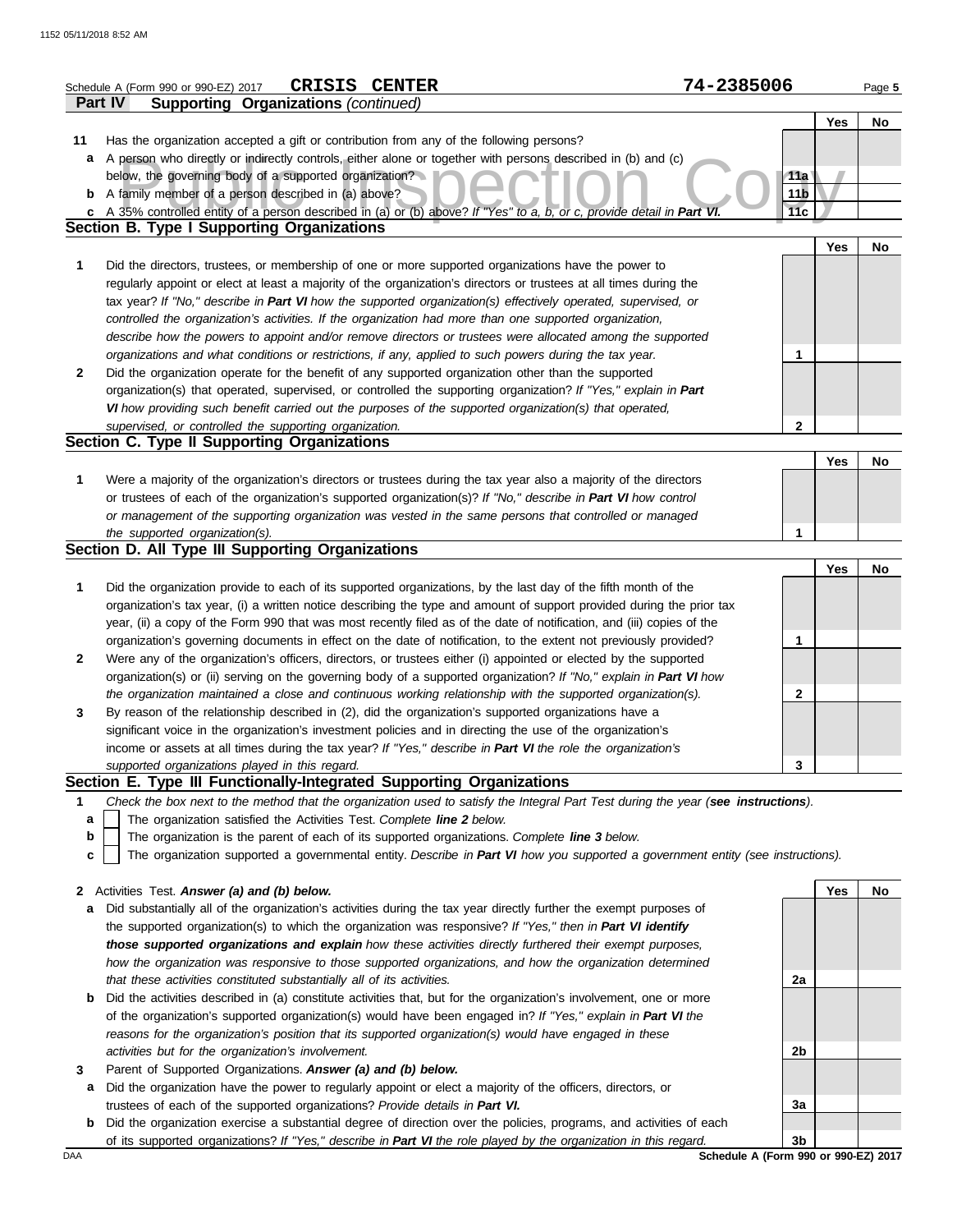Schedule A (Form 990 or 990-EZ) 2017 **CRISIS CENTER** **74-2385006**

**Part IV Supporting Organizations** *(continued)*

| | | | Yes | No |
|---|---|---|---|---|
| **11** | Has the organization accepted a gift or contribution from any of the following persons? | | | |
| **a** | A person who directly or indirectly controls, either alone or together with persons described in (b) and (c) below, the governing body of a supported organization? | 11a | | |
| **b** | A family member of a person described in (a) above? | 11b | | |
| **c** | A 35% controlled entity of a person described in (a) or (b) above? *If "Yes" to a, b, or c, provide detail in* ***Part VI.*** | 11c | | |

## Section B. Type I Supporting Organizations

| | | | Yes | No |
|---|---|---|---|---|
| **1** | Did the directors, trustees, or membership of one or more supported organizations have the power to regularly appoint or elect at least a majority of the organization's directors or trustees at all times during the tax year? *If "No," describe in* ***Part VI*** *how the supported organization(s) effectively operated, supervised, or controlled the organization's activities. If the organization had more than one supported organization, describe how the powers to appoint and/or remove directors or trustees were allocated among the supported organizations and what conditions or restrictions, if any, applied to such powers during the tax year.* | 1 | | |
| **2** | Did the organization operate for the benefit of any supported organization other than the supported organization(s) that operated, supervised, or controlled the supporting organization? *If "Yes," explain in* ***Part VI*** *how providing such benefit carried out the purposes of the supported organization(s) that operated, supervised, or controlled the supporting organization.* | 2 | | |

## Section C. Type II Supporting Organizations

| | | | Yes | No |
|---|---|---|---|---|
| **1** | Were a majority of the organization's directors or trustees during the tax year also a majority of the directors or trustees of each of the organization's supported organization(s)? *If "No," describe in* ***Part VI*** *how control or management of the supporting organization was vested in the same persons that controlled or managed the supported organization(s).* | 1 | | |

## Section D. All Type III Supporting Organizations

| | | | Yes | No |
|---|---|---|---|---|
| **1** | Did the organization provide to each of its supported organizations, by the last day of the fifth month of the organization's tax year, (i) a written notice describing the type and amount of support provided during the prior tax year, (ii) a copy of the Form 990 that was most recently filed as of the date of notification, and (iii) copies of the organization's governing documents in effect on the date of notification, to the extent not previously provided? | 1 | | |
| **2** | Were any of the organization's officers, directors, or trustees either (i) appointed or elected by the supported organization(s) or (ii) serving on the governing body of a supported organization? *If "No," explain in* ***Part VI*** *how the organization maintained a close and continuous working relationship with the supported organization(s).* | 2 | | |
| **3** | By reason of the relationship described in (2), did the organization's supported organizations have a significant voice in the organization's investment policies and in directing the use of the organization's income or assets at all times during the tax year? *If "Yes," describe in* ***Part VI*** *the role the organization's supported organizations played in this regard.* | 3 | | |

## Section E. Type III Functionally-Integrated Supporting Organizations

**1** *Check the box next to the method that the organization used to satisfy the Integral Part Test during the year (****see instructions****).*

- **a** ☐ The organization satisfied the Activities Test. *Complete* ***line 2*** *below.*
- **b** ☐ The organization is the parent of each of its supported organizations. *Complete* ***line 3*** *below.*
- **c** ☐ The organization supported a governmental entity. *Describe in* ***Part VI*** *how you supported a government entity (see instructions).*

| | | | Yes | No |
|---|---|---|---|---|
| **2** | Activities Test. ***Answer (a) and (b) below.*** | | | |
| **a** | Did substantially all of the organization's activities during the tax year directly further the exempt purposes of the supported organization(s) to which the organization was responsive? *If "Yes," then in* ***Part VI identify those supported organizations and explain*** *how these activities directly furthered their exempt purposes, how the organization was responsive to those supported organizations, and how the organization determined that these activities constituted substantially all of its activities.* | 2a | | |
| **b** | Did the activities described in (a) constitute activities that, but for the organization's involvement, one or more of the organization's supported organization(s) would have been engaged in? *If "Yes," explain in* ***Part VI*** *the reasons for the organization's position that its supported organization(s) would have engaged in these activities but for the organization's involvement.* | 2b | | |
| **3** | Parent of Supported Organizations. ***Answer (a) and (b) below.*** | | | |
| **a** | Did the organization have the power to regularly appoint or elect a majority of the officers, directors, or trustees of each of the supported organizations? *Provide details in* ***Part VI.*** | 3a | | |
| **b** | Did the organization exercise a substantial degree of direction over the policies, programs, and activities of each of its supported organizations? *If "Yes," describe in* ***Part VI*** *the role played by the organization in this regard.* | 3b | | |

DAA **Schedule A (Form 990 or 990-EZ) 2017**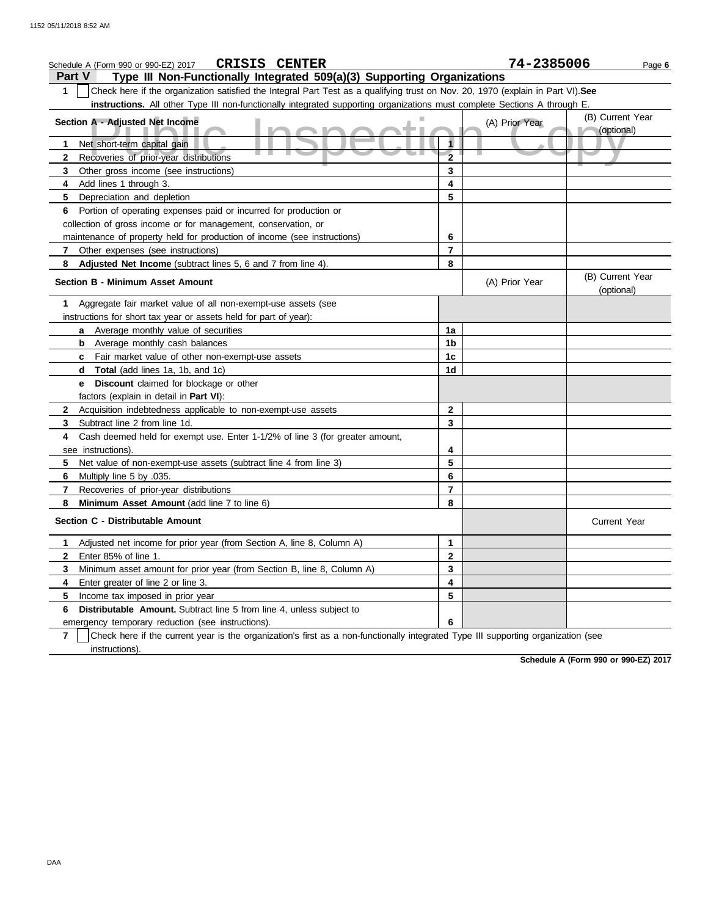Schedule A (Form 990 or 990-EZ) 2017 **CRISIS CENTER** **74-2385006**

## Part V Type III Non-Functionally Integrated 509(a)(3) Supporting Organizations

**1** ☐ Check here if the organization satisfied the Integral Part Test as a qualifying trust on Nov. 20, 1970 (explain in Part VI). **See instructions.** All other Type III non-functionally integrated supporting organizations must complete Sections A through E.

| Section A - Adjusted Net Income | | (A) Prior Year | (B) Current Year (optional) |
|---|---|---|---|
| **1** Net short-term capital gain | 1 | | |
| **2** Recoveries of prior-year distributions | 2 | | |
| **3** Other gross income (see instructions) | 3 | | |
| **4** Add lines 1 through 3. | 4 | | |
| **5** Depreciation and depletion | 5 | | |
| **6** Portion of operating expenses paid or incurred for production or collection of gross income or for management, conservation, or maintenance of property held for production of income (see instructions) | 6 | | |
| **7** Other expenses (see instructions) | 7 | | |
| **8** **Adjusted Net Income** (subtract lines 5, 6 and 7 from line 4). | 8 | | |

| Section B - Minimum Asset Amount | | (A) Prior Year | (B) Current Year (optional) |
|---|---|---|---|
| **1** Aggregate fair market value of all non-exempt-use assets (see instructions for short tax year or assets held for part of year): | | | |
| **a** Average monthly value of securities | 1a | | |
| **b** Average monthly cash balances | 1b | | |
| **c** Fair market value of other non-exempt-use assets | 1c | | |
| **d** **Total** (add lines 1a, 1b, and 1c) | 1d | | |
| **e** **Discount** claimed for blockage or other factors (explain in detail in **Part VI**): | | | |
| **2** Acquisition indebtedness applicable to non-exempt-use assets | 2 | | |
| **3** Subtract line 2 from line 1d. | 3 | | |
| **4** Cash deemed held for exempt use. Enter 1-1/2% of line 3 (for greater amount, see instructions). | 4 | | |
| **5** Net value of non-exempt-use assets (subtract line 4 from line 3) | 5 | | |
| **6** Multiply line 5 by .035. | 6 | | |
| **7** Recoveries of prior-year distributions | 7 | | |
| **8** **Minimum Asset Amount** (add line 7 to line 6) | 8 | | |

| Section C - Distributable Amount | | | Current Year |
|---|---|---|---|
| **1** Adjusted net income for prior year (from Section A, line 8, Column A) | 1 | | |
| **2** Enter 85% of line 1. | 2 | | |
| **3** Minimum asset amount for prior year (from Section B, line 8, Column A) | 3 | | |
| **4** Enter greater of line 2 or line 3. | 4 | | |
| **5** Income tax imposed in prior year | 5 | | |
| **6** **Distributable Amount.** Subtract line 5 from line 4, unless subject to emergency temporary reduction (see instructions). | 6 | | |

**7** ☐ Check here if the current year is the organization's first as a non-functionally integrated Type III supporting organization (see instructions).

**Schedule A (Form 990 or 990-EZ) 2017**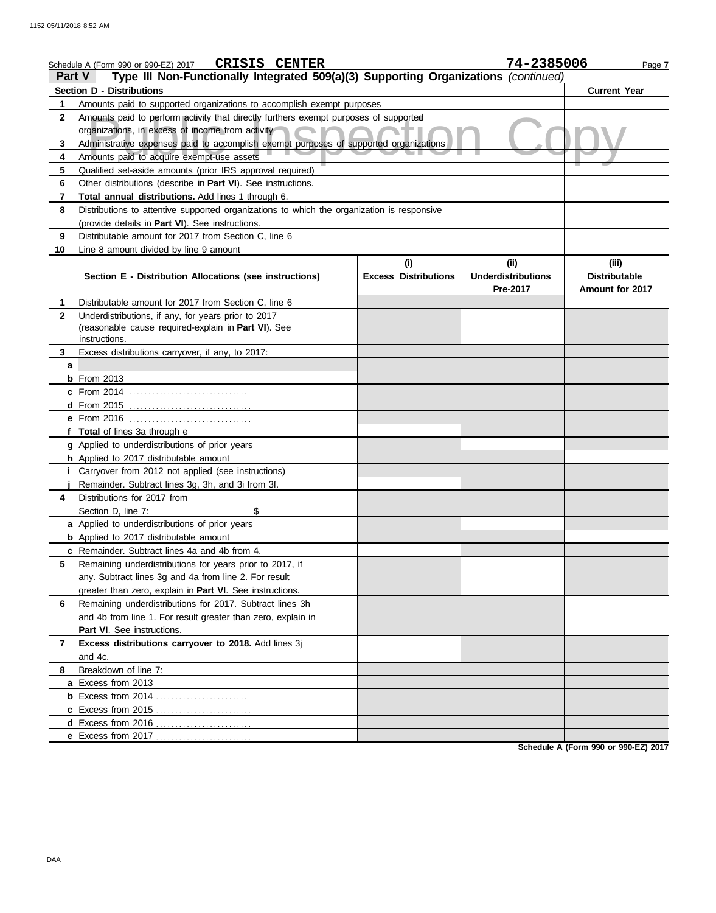Schedule A (Form 990 or 990-EZ) 2017 **CRISIS CENTER** **74-2385006**

## Part V — Type III Non-Functionally Integrated 509(a)(3) Supporting Organizations *(continued)*

| Section D - Distributions | | Current Year |
|---|---|---|
| 1 | Amounts paid to supported organizations to accomplish exempt purposes | |
| 2 | Amounts paid to perform activity that directly furthers exempt purposes of supported organizations, in excess of income from activity | |
| 3 | Administrative expenses paid to accomplish exempt purposes of supported organizations | |
| 4 | Amounts paid to acquire exempt-use assets | |
| 5 | Qualified set-aside amounts (prior IRS approval required) | |
| 6 | Other distributions (describe in **Part VI**). See instructions. | |
| 7 | **Total annual distributions.** Add lines 1 through 6. | |
| 8 | Distributions to attentive supported organizations to which the organization is responsive (provide details in **Part VI**). See instructions. | |
| 9 | Distributable amount for 2017 from Section C, line 6 | |
| 10 | Line 8 amount divided by line 9 amount | |

| | Section E - Distribution Allocations (see instructions) | (i) Excess Distributions | (ii) Underdistributions Pre-2017 | (iii) Distributable Amount for 2017 |
|---|---|---|---|---|
| 1 | Distributable amount for 2017 from Section C, line 6 | | | |
| 2 | Underdistributions, if any, for years prior to 2017 (reasonable cause required-explain in **Part VI**). See instructions. | | | |
| 3 | Excess distributions carryover, if any, to 2017: | | | |
| a | | | | |
| b | From 2013 | | | |
| c | From 2014 | | | |
| d | From 2015 | | | |
| e | From 2016 | | | |
| f | **Total** of lines 3a through e | | | |
| g | Applied to underdistributions of prior years | | | |
| h | Applied to 2017 distributable amount | | | |
| i | Carryover from 2012 not applied (see instructions) | | | |
| j | Remainder. Subtract lines 3g, 3h, and 3i from 3f. | | | |
| 4 | Distributions for 2017 from Section D, line 7: $ | | | |
| a | Applied to underdistributions of prior years | | | |
| b | Applied to 2017 distributable amount | | | |
| c | Remainder. Subtract lines 4a and 4b from 4. | | | |
| 5 | Remaining underdistributions for years prior to 2017, if any. Subtract lines 3g and 4a from line 2. For result greater than zero, explain in **Part VI**. See instructions. | | | |
| 6 | Remaining underdistributions for 2017. Subtract lines 3h and 4b from line 1. For result greater than zero, explain in **Part VI**. See instructions. | | | |
| 7 | **Excess distributions carryover to 2018.** Add lines 3j and 4c. | | | |
| 8 | Breakdown of line 7: | | | |
| a | Excess from 2013 | | | |
| b | Excess from 2014 | | | |
| c | Excess from 2015 | | | |
| d | Excess from 2016 | | | |
| e | Excess from 2017 | | | |

**Schedule A (Form 990 or 990-EZ) 2017**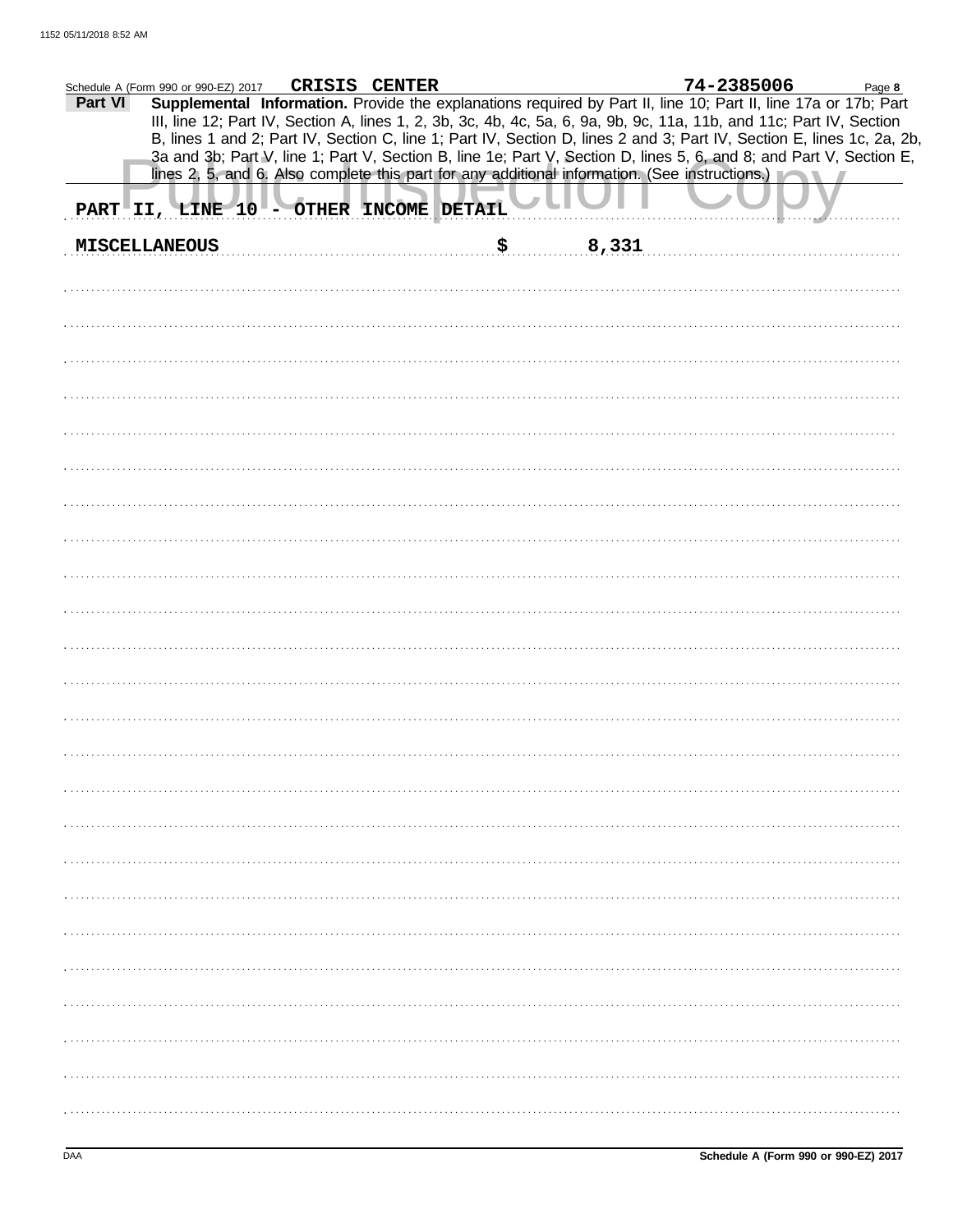Schedule A (Form 990 or 990-EZ) 2017 **CRISIS CENTER** **74-2385006** Page **8**

**Part VI** **Supplemental Information.** Provide the explanations required by Part II, line 10; Part II, line 17a or 17b; Part III, line 12; Part IV, Section A, lines 1, 2, 3b, 3c, 4b, 4c, 5a, 6, 9a, 9b, 9c, 11a, 11b, and 11c; Part IV, Section B, lines 1 and 2; Part IV, Section C, line 1; Part IV, Section D, lines 2 and 3; Part IV, Section E, lines 1c, 2a, 2b, 3a and 3b; Part V, line 1; Part V, Section B, line 1e; Part V, Section D, lines 5, 6, and 8; and Part V, Section E, lines 2, 5, and 6. Also complete this part for any additional information. (See instructions.)

**PART II, LINE 10 - OTHER INCOME DETAIL**

| | | |
|---|---|---|
| **MISCELLANEOUS** | **$** | **8,331** |

DAA **Schedule A (Form 990 or 990-EZ) 2017**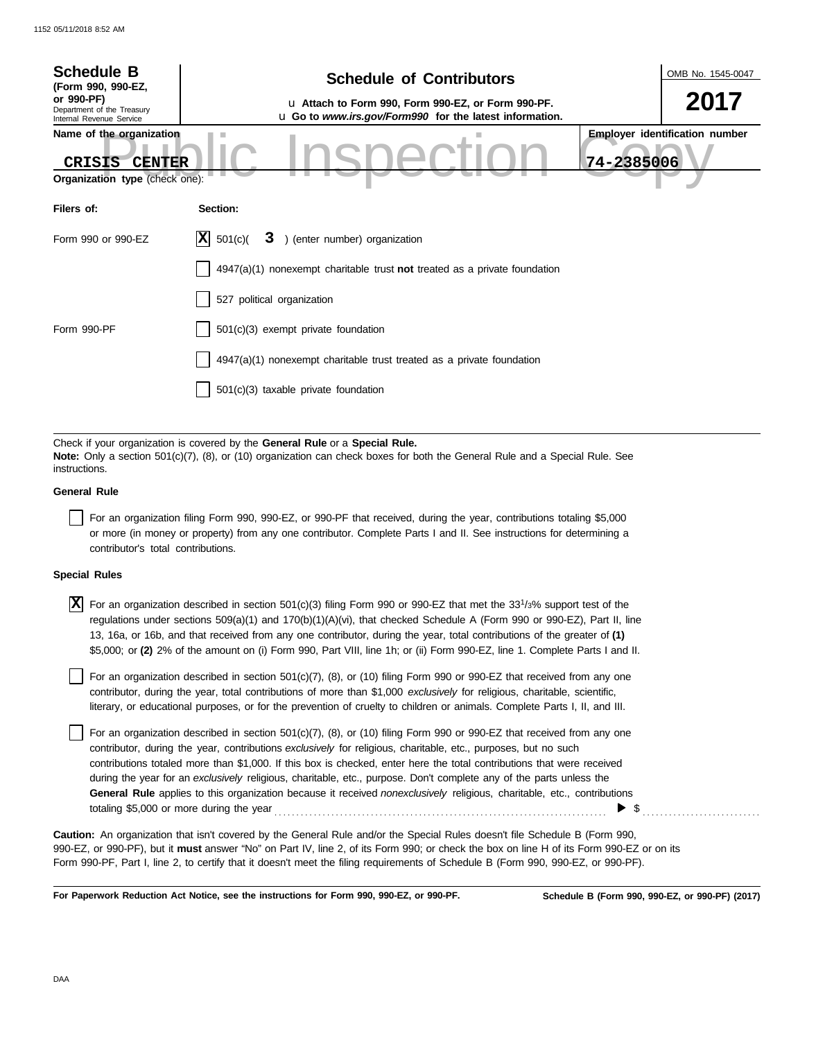**Schedule B**
**(Form 990, 990-EZ, or 990-PF)**
Department of the Treasury
Internal Revenue Service

# Schedule of Contributors

u **Attach to Form 990, Form 990-EZ, or Form 990-PF.**
u **Go to** ***www.irs.gov/Form990*** **for the latest information.**

OMB No. 1545-0047

**2017**

**Name of the organization**

CRISIS CENTER

**Employer identification number**

74-2385006

Public Inspection Copy

**Organization type** (check one):

| **Filers of:** | **Section:** |
|---|---|
| Form 990 or 990-EZ | [X] 501(c)( **3** ) (enter number) organization |
| | [ ] 4947(a)(1) nonexempt charitable trust **not** treated as a private foundation |
| | [ ] 527 political organization |
| Form 990-PF | [ ] 501(c)(3) exempt private foundation |
| | [ ] 4947(a)(1) nonexempt charitable trust treated as a private foundation |
| | [ ] 501(c)(3) taxable private foundation |

Check if your organization is covered by the **General Rule** or a **Special Rule.**
**Note:** Only a section 501(c)(7), (8), or (10) organization can check boxes for both the General Rule and a Special Rule. See instructions.

**General Rule**

[ ] For an organization filing Form 990, 990-EZ, or 990-PF that received, during the year, contributions totaling $5,000 or more (in money or property) from any one contributor. Complete Parts I and II. See instructions for determining a contributor's total contributions.

**Special Rules**

[X] For an organization described in section 501(c)(3) filing Form 990 or 990-EZ that met the 33 1/3% support test of the regulations under sections 509(a)(1) and 170(b)(1)(A)(vi), that checked Schedule A (Form 990 or 990-EZ), Part II, line 13, 16a, or 16b, and that received from any one contributor, during the year, total contributions of the greater of **(1)** $5,000; or **(2)** 2% of the amount on (i) Form 990, Part VIII, line 1h; or (ii) Form 990-EZ, line 1. Complete Parts I and II.

[ ] For an organization described in section 501(c)(7), (8), or (10) filing Form 990 or 990-EZ that received from any one contributor, during the year, total contributions of more than $1,000 *exclusively* for religious, charitable, scientific, literary, or educational purposes, or for the prevention of cruelty to children or animals. Complete Parts I, II, and III.

[ ] For an organization described in section 501(c)(7), (8), or (10) filing Form 990 or 990-EZ that received from any one contributor, during the year, contributions *exclusively* for religious, charitable, etc., purposes, but no such contributions totaled more than $1,000. If this box is checked, enter here the total contributions that were received during the year for an *exclusively* religious, charitable, etc., purpose. Don't complete any of the parts unless the **General Rule** applies to this organization because it received *nonexclusively* religious, charitable, etc., contributions totaling $5,000 or more during the year . . . . . . . . . . ▶ $ . . . . . . . . .

**Caution:** An organization that isn't covered by the General Rule and/or the Special Rules doesn't file Schedule B (Form 990, 990-EZ, or 990-PF), but it **must** answer "No" on Part IV, line 2, of its Form 990; or check the box on line H of its Form 990-EZ or on its Form 990-PF, Part I, line 2, to certify that it doesn't meet the filing requirements of Schedule B (Form 990, 990-EZ, or 990-PF).

**For Paperwork Reduction Act Notice, see the instructions for Form 990, 990-EZ, or 990-PF.** **Schedule B (Form 990, 990-EZ, or 990-PF) (2017)**

DAA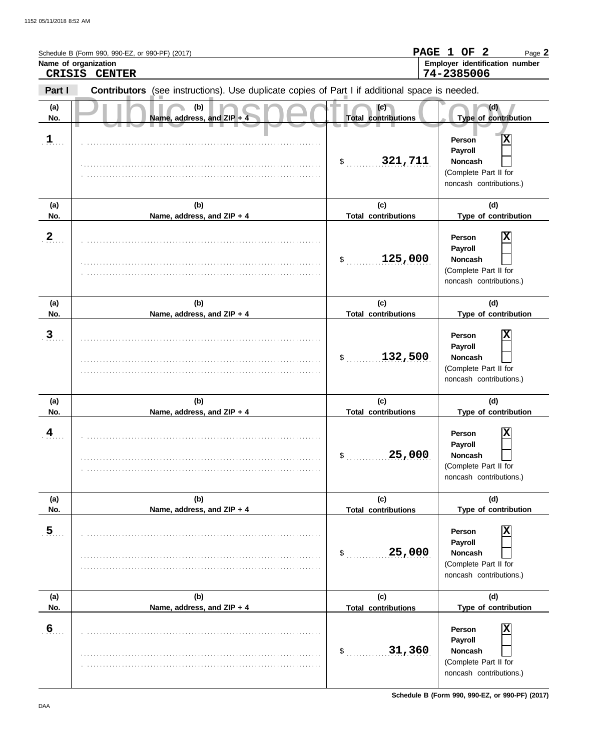Schedule B (Form 990, 990-EZ, or 990-PF) (2017)

PAGE 1 OF 2

**Name of organization**
CRISIS CENTER

**Employer identification number**
74-2385006

**Part I** **Contributors** (see instructions). Use duplicate copies of Part I if additional space is needed.

Public Inspection Copy

| (a) No. | (b) Name, address, and ZIP + 4 | (c) Total contributions | (d) Type of contribution |
|---|---|---|---|
| 1 | | $ 321,711 | Person [X] Payroll [ ] Noncash [ ] (Complete Part II for noncash contributions.) |
| 2 | | $ 125,000 | Person [X] Payroll [ ] Noncash [ ] (Complete Part II for noncash contributions.) |
| 3 | | $ 132,500 | Person [X] Payroll [ ] Noncash [ ] (Complete Part II for noncash contributions.) |
| 4 | | $ 25,000 | Person [X] Payroll [ ] Noncash [ ] (Complete Part II for noncash contributions.) |
| 5 | | $ 25,000 | Person [X] Payroll [ ] Noncash [ ] (Complete Part II for noncash contributions.) |
| 6 | | $ 31,360 | Person [X] Payroll [ ] Noncash [ ] (Complete Part II for noncash contributions.) |

DAA

Schedule B (Form 990, 990-EZ, or 990-PF) (2017)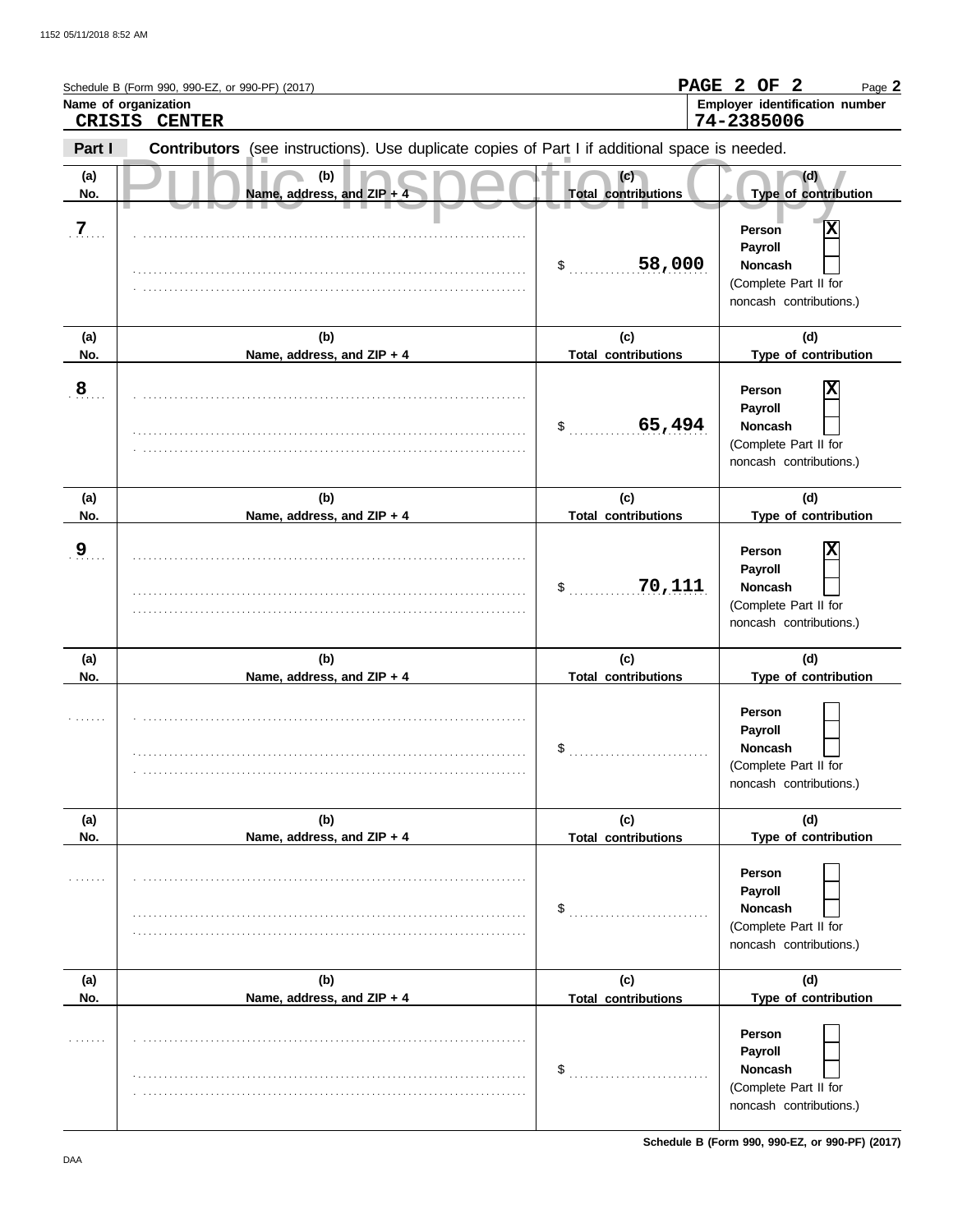Schedule B (Form 990, 990-EZ, or 990-PF) (2017)

**PAGE 2 OF 2**

**Name of organization**

CRISIS CENTER

**Employer identification number**

74-2385006

**Part I** **Contributors** (see instructions). Use duplicate copies of Part I if additional space is needed.

| (a) No. | (b) Name, address, and ZIP + 4 | (c) Total contributions | (d) Type of contribution |
|---|---|---|---|
| 7 | | $ 58,000 | Person [X] Payroll [ ] Noncash [ ] (Complete Part II for noncash contributions.) |
| 8 | | $ 65,494 | Person [X] Payroll [ ] Noncash [ ] (Complete Part II for noncash contributions.) |
| 9 | | $ 70,111 | Person [X] Payroll [ ] Noncash [ ] (Complete Part II for noncash contributions.) |
| | | $ | Person [ ] Payroll [ ] Noncash [ ] (Complete Part II for noncash contributions.) |
| | | $ | Person [ ] Payroll [ ] Noncash [ ] (Complete Part II for noncash contributions.) |
| | | $ | Person [ ] Payroll [ ] Noncash [ ] (Complete Part II for noncash contributions.) |

Schedule B (Form 990, 990-EZ, or 990-PF) (2017)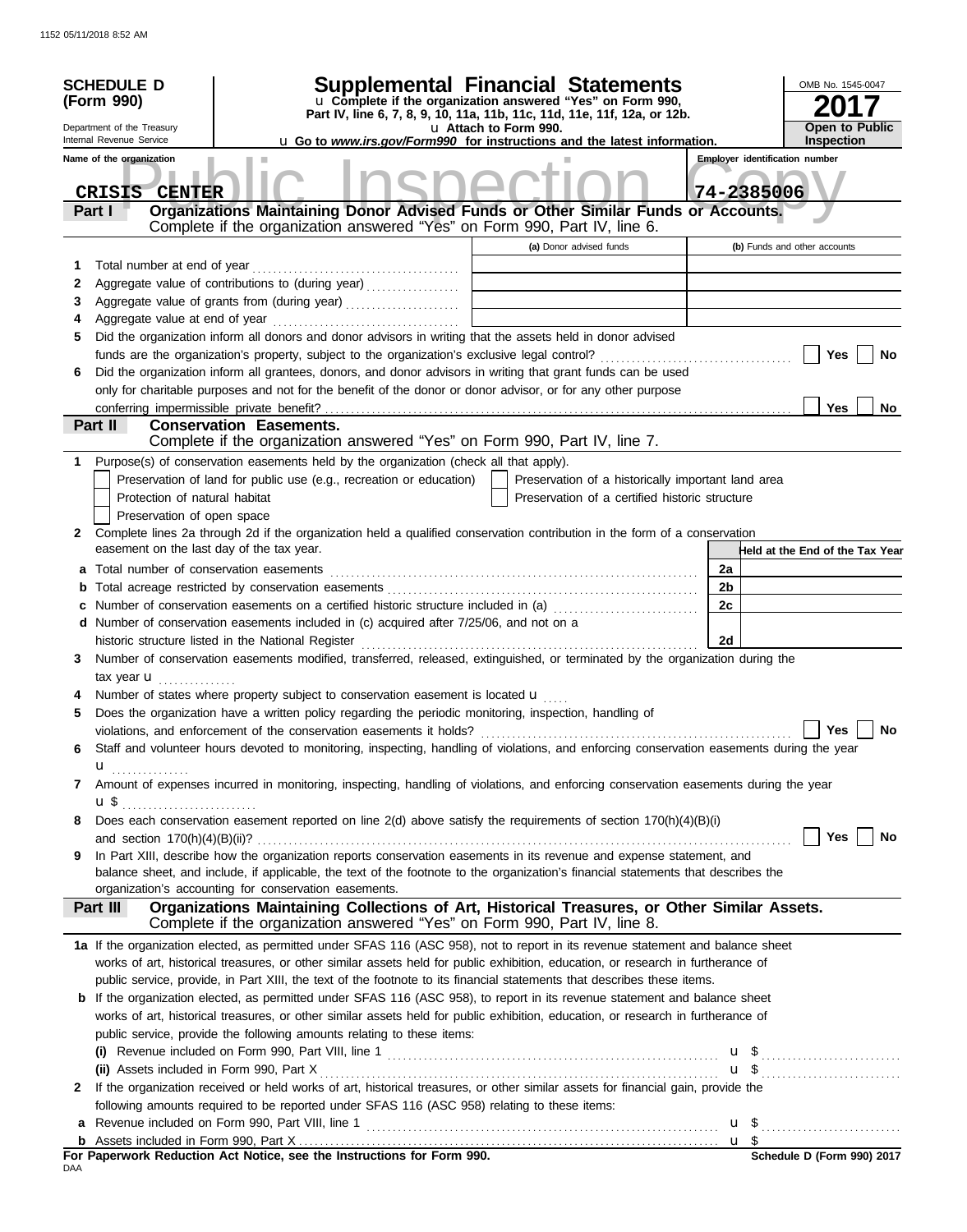1152 05/11/2018 8:52 AM

**SCHEDULE D (Form 990)**

Department of the Treasury
Internal Revenue Service

# Supplemental Financial Statements

u Complete if the organization answered "Yes" on Form 990, Part IV, line 6, 7, 8, 9, 10, 11a, 11b, 11c, 11d, 11e, 11f, 12a, or 12b.
u Attach to Form 990.
u Go to *www.irs.gov/Form990* for instructions and the latest information.

OMB No. 1545-0047

**2017**

**Open to Public Inspection**

Name of the organization: CRISIS CENTER

Employer identification number: 74-2385006

Public Inspection Copy

## Part I Organizations Maintaining Donor Advised Funds or Other Similar Funds or Accounts.
Complete if the organization answered "Yes" on Form 990, Part IV, line 6.

| | | (a) Donor advised funds | (b) Funds and other accounts |
|---|---|---|---|
| 1 | Total number at end of year | | |
| 2 | Aggregate value of contributions to (during year) | | |
| 3 | Aggregate value of grants from (during year) | | |
| 4 | Aggregate value at end of year | | |

5 Did the organization inform all donors and donor advisors in writing that the assets held in donor advised funds are the organization's property, subject to the organization's exclusive legal control? ☐ Yes ☐ No

6 Did the organization inform all grantees, donors, and donor advisors in writing that grant funds can be used only for charitable purposes and not for the benefit of the donor or donor advisor, or for any other purpose conferring impermissible private benefit? ☐ Yes ☐ No

## Part II Conservation Easements.
Complete if the organization answered "Yes" on Form 990, Part IV, line 7.

1 Purpose(s) of conservation easements held by the organization (check all that apply).

- ☐ Preservation of land for public use (e.g., recreation or education)
- ☐ Preservation of a historically important land area
- ☐ Protection of natural habitat
- ☐ Preservation of a certified historic structure
- ☐ Preservation of open space

2 Complete lines 2a through 2d if the organization held a qualified conservation contribution in the form of a conservation easement on the last day of the tax year.

| | | | Held at the End of the Tax Year |
|---|---|---|---|
| a | Total number of conservation easements | 2a | |
| b | Total acreage restricted by conservation easements | 2b | |
| c | Number of conservation easements on a certified historic structure included in (a) | 2c | |
| d | Number of conservation easements included in (c) acquired after 7/25/06, and not on a historic structure listed in the National Register | 2d | |

3 Number of conservation easements modified, transferred, released, extinguished, or terminated by the organization during the tax year u

4 Number of states where property subject to conservation easement is located u

5 Does the organization have a written policy regarding the periodic monitoring, inspection, handling of violations, and enforcement of the conservation easements it holds? ☐ Yes ☐ No

6 Staff and volunteer hours devoted to monitoring, inspecting, handling of violations, and enforcing conservation easements during the year u

7 Amount of expenses incurred in monitoring, inspecting, handling of violations, and enforcing conservation easements during the year u $

8 Does each conservation easement reported on line 2(d) above satisfy the requirements of section 170(h)(4)(B)(i) and section 170(h)(4)(B)(ii)? ☐ Yes ☐ No

9 In Part XIII, describe how the organization reports conservation easements in its revenue and expense statement, and balance sheet, and include, if applicable, the text of the footnote to the organization's financial statements that describes the organization's accounting for conservation easements.

## Part III Organizations Maintaining Collections of Art, Historical Treasures, or Other Similar Assets.
Complete if the organization answered "Yes" on Form 990, Part IV, line 8.

1a If the organization elected, as permitted under SFAS 116 (ASC 958), not to report in its revenue statement and balance sheet works of art, historical treasures, or other similar assets held for public exhibition, education, or research in furtherance of public service, provide, in Part XIII, the text of the footnote to its financial statements that describes these items.

b If the organization elected, as permitted under SFAS 116 (ASC 958), to report in its revenue statement and balance sheet works of art, historical treasures, or other similar assets held for public exhibition, education, or research in furtherance of public service, provide the following amounts relating to these items:

(i) Revenue included on Form 990, Part VIII, line 1 u $

(ii) Assets included in Form 990, Part X u $

2 If the organization received or held works of art, historical treasures, or other similar assets for financial gain, provide the following amounts required to be reported under SFAS 116 (ASC 958) relating to these items:

a Revenue included on Form 990, Part VIII, line 1 u $

b Assets included in Form 990, Part X u $

**For Paperwork Reduction Act Notice, see the Instructions for Form 990.**

DAA

**Schedule D (Form 990) 2017**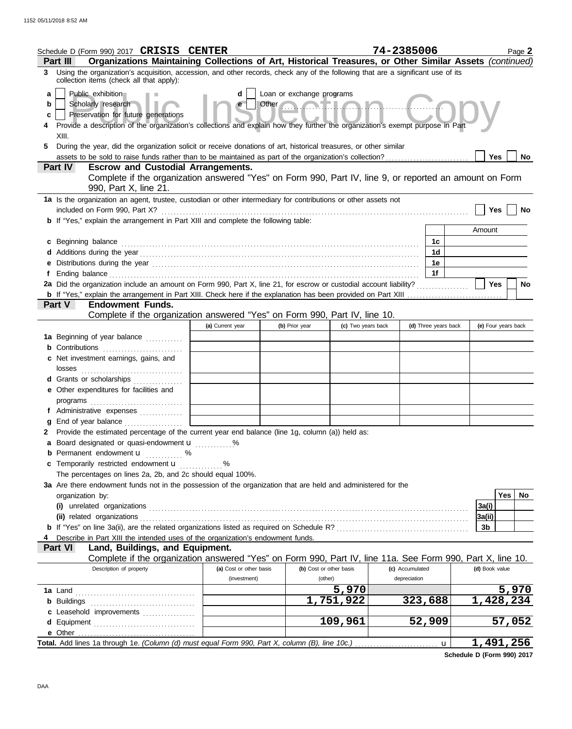Schedule D (Form 990) 2017 **CRISIS CENTER** **74-2385006** Page **2**

**Part III** **Organizations Maintaining Collections of Art, Historical Treasures, or Other Similar Assets** *(continued)*

3 Using the organization's acquisition, accession, and other records, check any of the following that are a significant use of its collection items (check all that apply):

a [ ] Public exhibition
b [ ] Scholarly research
c [ ] Preservation for future generations
d [ ] Loan or exchange programs
e [ ] Other

4 Provide a description of the organization's collections and explain how they further the organization's exempt purpose in Part XIII.

5 During the year, did the organization solicit or receive donations of art, historical treasures, or other similar assets to be sold to raise funds rather than to be maintained as part of the organization's collection? [ ] Yes [ ] No

**Part IV** **Escrow and Custodial Arrangements.**
Complete if the organization answered "Yes" on Form 990, Part IV, line 9, or reported an amount on Form 990, Part X, line 21.

1a Is the organization an agent, trustee, custodian or other intermediary for contributions or other assets not included on Form 990, Part X? [ ] Yes [ ] No

b If "Yes," explain the arrangement in Part XIII and complete the following table:

| | | Amount |
|---|---|---|
| c Beginning balance | 1c | |
| d Additions during the year | 1d | |
| e Distributions during the year | 1e | |
| f Ending balance | 1f | |

2a Did the organization include an amount on Form 990, Part X, line 21, for escrow or custodial account liability? [ ] Yes [ ] No

b If "Yes," explain the arrangement in Part XIII. Check here if the explanation has been provided on Part XIII [ ]

**Part V** **Endowment Funds.**
Complete if the organization answered "Yes" on Form 990, Part IV, line 10.

| | (a) Current year | (b) Prior year | (c) Two years back | (d) Three years back | (e) Four years back |
|---|---|---|---|---|---|
| 1a Beginning of year balance | | | | | |
| b Contributions | | | | | |
| c Net investment earnings, gains, and losses | | | | | |
| d Grants or scholarships | | | | | |
| e Other expenditures for facilities and programs | | | | | |
| f Administrative expenses | | | | | |
| g End of year balance | | | | | |

2 Provide the estimated percentage of the current year end balance (line 1g, column (a)) held as:

a Board designated or quasi-endowment u ............%

b Permanent endowment u ............ %

c Temporarily restricted endowment u ............ %

The percentages on lines 2a, 2b, and 2c should equal 100%.

3a Are there endowment funds not in the possession of the organization that are held and administered for the organization by:

| | | Yes | No |
|---|---|---|---|
| (i) unrelated organizations | 3a(i) | | |
| (ii) related organizations | 3a(ii) | | |
| b If "Yes" on line 3a(ii), are the related organizations listed as required on Schedule R? | 3b | | |

4 Describe in Part XIII the intended uses of the organization's endowment funds.

**Part VI** **Land, Buildings, and Equipment.**
Complete if the organization answered "Yes" on Form 990, Part IV, line 11a. See Form 990, Part X, line 10.

| Description of property | (a) Cost or other basis (investment) | (b) Cost or other basis (other) | (c) Accumulated depreciation | (d) Book value |
|---|---|---|---|---|
| 1a Land | | 5,970 | | 5,970 |
| b Buildings | | 1,751,922 | 323,688 | 1,428,234 |
| c Leasehold improvements | | | | |
| d Equipment | | 109,961 | 52,909 | 57,052 |
| e Other | | | | |
| **Total.** Add lines 1a through 1e. *(Column (d) must equal Form 990, Part X, column (B), line 10c.)* u | | | | 1,491,256 |

**Schedule D (Form 990) 2017**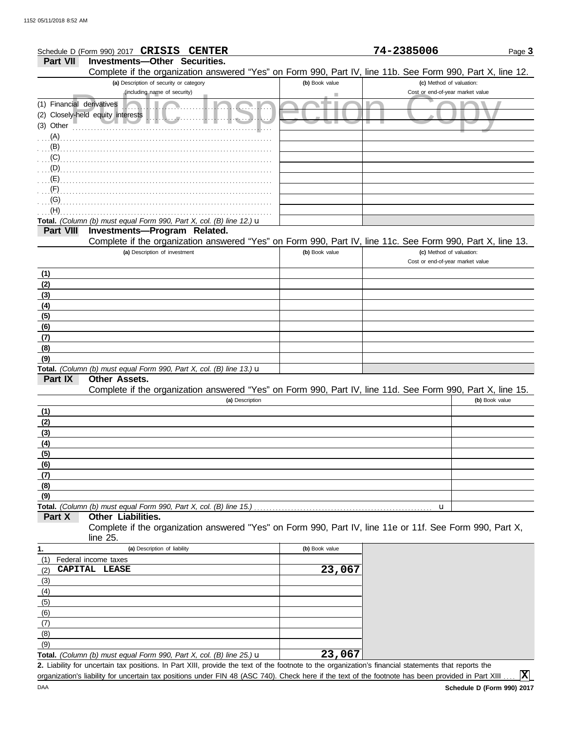Schedule D (Form 990) 2017 **CRISIS CENTER** **74-2385006** Page **3**

**Part VII Investments—Other Securities.**

Complete if the organization answered "Yes" on Form 990, Part IV, line 11b. See Form 990, Part X, line 12.

| (a) Description of security or category (including name of security) | (b) Book value | (c) Method of valuation: Cost or end-of-year market value |
|---|---|---|
| (1) Financial derivatives | | |
| (2) Closely-held equity interests | | |
| (3) Other | | |
| (A) | | |
| (B) | | |
| (C) | | |
| (D) | | |
| (E) | | |
| (F) | | |
| (G) | | |
| (H) | | |
| **Total.** *(Column (b) must equal Form 990, Part X, col. (B) line 12.)* u | | |

**Part VIII Investments—Program Related.**

Complete if the organization answered "Yes" on Form 990, Part IV, line 11c. See Form 990, Part X, line 13.

| (a) Description of investment | (b) Book value | (c) Method of valuation: Cost or end-of-year market value |
|---|---|---|
| **(1)** | | |
| **(2)** | | |
| **(3)** | | |
| **(4)** | | |
| **(5)** | | |
| **(6)** | | |
| **(7)** | | |
| **(8)** | | |
| **(9)** | | |
| **Total.** *(Column (b) must equal Form 990, Part X, col. (B) line 13.)* u | | |

**Part IX Other Assets.**

Complete if the organization answered "Yes" on Form 990, Part IV, line 11d. See Form 990, Part X, line 15.

| (a) Description | (b) Book value |
|---|---|
| **(1)** | |
| **(2)** | |
| **(3)** | |
| **(4)** | |
| **(5)** | |
| **(6)** | |
| **(7)** | |
| **(8)** | |
| **(9)** | |
| **Total.** *(Column (b) must equal Form 990, Part X, col. (B) line 15.)* u | |

**Part X Other Liabilities.**

Complete if the organization answered "Yes" on Form 990, Part IV, line 11e or 11f. See Form 990, Part X, line 25.

| 1. (a) Description of liability | (b) Book value |
|---|---|
| (1) Federal income taxes | |
| (2) **CAPITAL LEASE** | **23,067** |
| (3) | |
| (4) | |
| (5) | |
| (6) | |
| (7) | |
| (8) | |
| (9) | |
| **Total.** *(Column (b) must equal Form 990, Part X, col. (B) line 25.)* u | **23,067** |

**2.** Liability for uncertain tax positions. In Part XIII, provide the text of the footnote to the organization's financial statements that reports the organization's liability for uncertain tax positions under FIN 48 (ASC 740). Check here if the text of the footnote has been provided in Part XIII .... **[X]**

DAA **Schedule D (Form 990) 2017**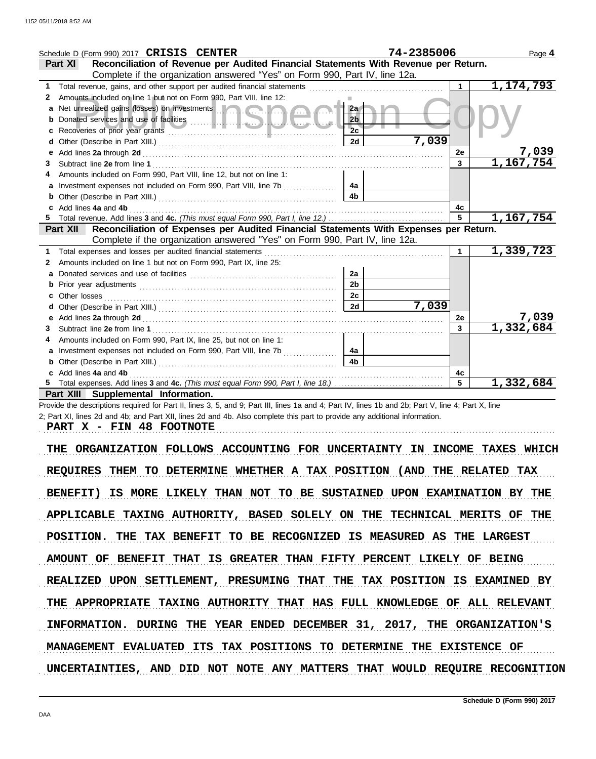Schedule D (Form 990) 2017 **CRISIS CENTER** 74-2385006 Page **4**

**Part XI Reconciliation of Revenue per Audited Financial Statements With Revenue per Return.**
Complete if the organization answered "Yes" on Form 990, Part IV, line 12a.

| | | | | | |
|---|---|---|---|---|---|
| 1 | Total revenue, gains, and other support per audited financial statements | | | 1 | 1,174,793 |
| 2 | Amounts included on line 1 but not on Form 990, Part VIII, line 12: | | | | |
| a | Net unrealized gains (losses) on investments | 2a | | | |
| b | Donated services and use of facilities | 2b | | | |
| c | Recoveries of prior year grants | 2c | | | |
| d | Other (Describe in Part XIII.) | 2d | 7,039 | | |
| e | Add lines **2a** through **2d** | | | 2e | 7,039 |
| 3 | Subtract line **2e** from line **1** | | | 3 | 1,167,754 |
| 4 | Amounts included on Form 990, Part VIII, line 12, but not on line 1: | | | | |
| a | Investment expenses not included on Form 990, Part VIII, line 7b | 4a | | | |
| b | Other (Describe in Part XIII.) | 4b | | | |
| c | Add lines **4a** and **4b** | | | 4c | |
| 5 | Total revenue. Add lines **3** and **4c.** *(This must equal Form 990, Part I, line 12.)* | | | 5 | 1,167,754 |

**Part XII Reconciliation of Expenses per Audited Financial Statements With Expenses per Return.**
Complete if the organization answered "Yes" on Form 990, Part IV, line 12a.

| | | | | | |
|---|---|---|---|---|---|
| 1 | Total expenses and losses per audited financial statements | | | 1 | 1,339,723 |
| 2 | Amounts included on line 1 but not on Form 990, Part IX, line 25: | | | | |
| a | Donated services and use of facilities | 2a | | | |
| b | Prior year adjustments | 2b | | | |
| c | Other losses | 2c | | | |
| d | Other (Describe in Part XIII.) | 2d | 7,039 | | |
| e | Add lines **2a** through **2d** | | | 2e | 7,039 |
| 3 | Subtract line **2e** from line **1** | | | 3 | 1,332,684 |
| 4 | Amounts included on Form 990, Part IX, line 25, but not on line 1: | | | | |
| a | Investment expenses not included on Form 990, Part VIII, line 7b | 4a | | | |
| b | Other (Describe in Part XIII.) | 4b | | | |
| c | Add lines **4a** and **4b** | | | 4c | |
| 5 | Total expenses. Add lines **3** and **4c.** *(This must equal Form 990, Part I, line 18.)* | | | 5 | 1,332,684 |

**Part XIII Supplemental Information.**

Provide the descriptions required for Part II, lines 3, 5, and 9; Part III, lines 1a and 4; Part IV, lines 1b and 2b; Part V, line 4; Part X, line 2; Part XI, lines 2d and 4b; and Part XII, lines 2d and 4b. Also complete this part to provide any additional information.

PART X - FIN 48 FOOTNOTE

THE ORGANIZATION FOLLOWS ACCOUNTING FOR UNCERTAINTY IN INCOME TAXES WHICH REQUIRES THEM TO DETERMINE WHETHER A TAX POSITION (AND THE RELATED TAX BENEFIT) IS MORE LIKELY THAN NOT TO BE SUSTAINED UPON EXAMINATION BY THE APPLICABLE TAXING AUTHORITY, BASED SOLELY ON THE TECHNICAL MERITS OF THE POSITION. THE TAX BENEFIT TO BE RECOGNIZED IS MEASURED AS THE LARGEST AMOUNT OF BENEFIT THAT IS GREATER THAN FIFTY PERCENT LIKELY OF BEING REALIZED UPON SETTLEMENT, PRESUMING THAT THE TAX POSITION IS EXAMINED BY THE APPROPRIATE TAXING AUTHORITY THAT HAS FULL KNOWLEDGE OF ALL RELEVANT INFORMATION. DURING THE YEAR ENDED DECEMBER 31, 2017, THE ORGANIZATION'S MANAGEMENT EVALUATED ITS TAX POSITIONS TO DETERMINE THE EXISTENCE OF UNCERTAINTIES, AND DID NOT NOTE ANY MATTERS THAT WOULD REQUIRE RECOGNITION

Schedule D (Form 990) 2017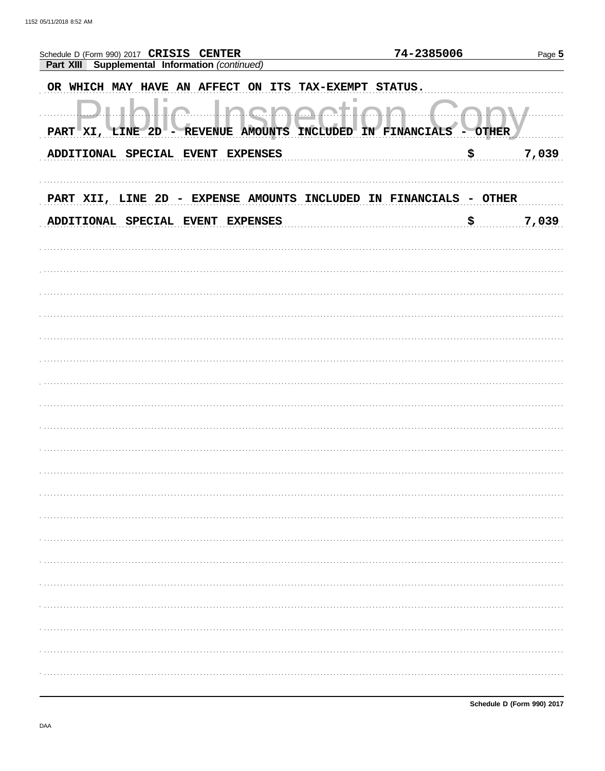Schedule D (Form 990) 2017 CRISIS CENTER 74-2385006

**Part XIII Supplemental Information** *(continued)*

OR WHICH MAY HAVE AN AFFECT ON ITS TAX-EXEMPT STATUS.

Public Inspection Copy

PART XI, LINE 2D - REVENUE AMOUNTS INCLUDED IN FINANCIALS - OTHER

ADDITIONAL SPECIAL EVENT EXPENSES $ 7,039

PART XII, LINE 2D - EXPENSE AMOUNTS INCLUDED IN FINANCIALS - OTHER

ADDITIONAL SPECIAL EVENT EXPENSES $ 7,039

Schedule D (Form 990) 2017

DAA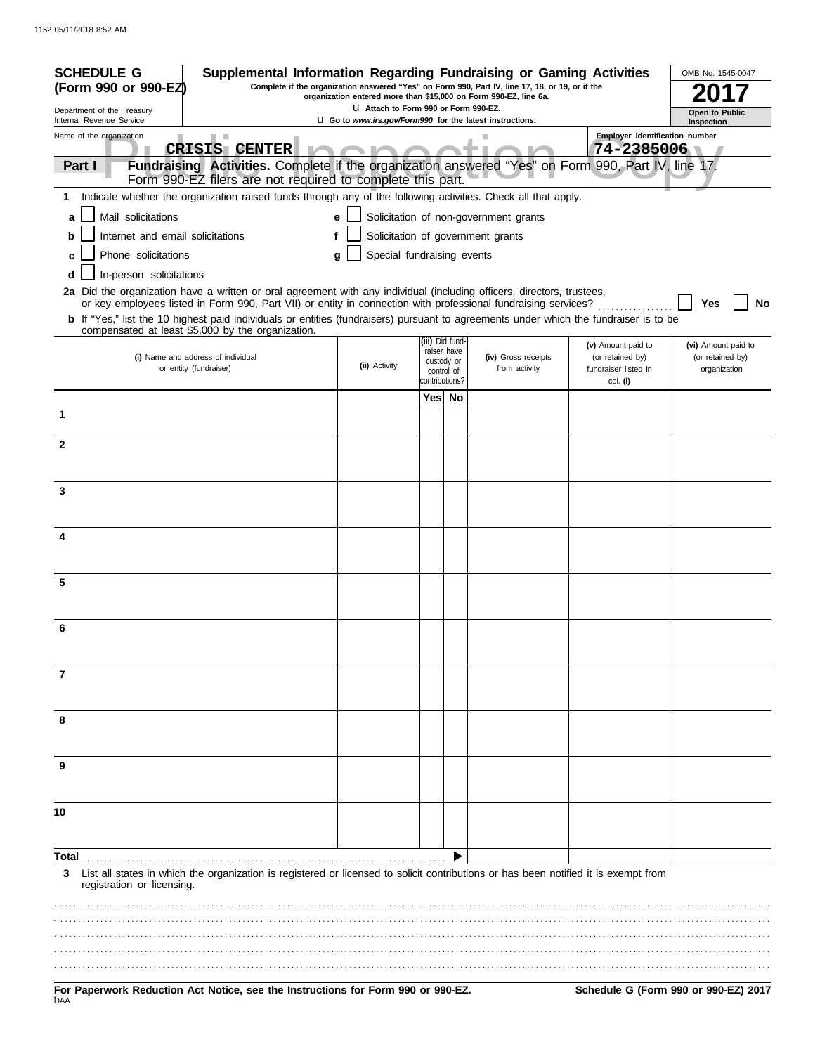**SCHEDULE G (Form 990 or 990-EZ)**

Department of the Treasury
Internal Revenue Service

# Supplemental Information Regarding Fundraising or Gaming Activities

**Complete if the organization answered "Yes" on Form 990, Part IV, line 17, 18, or 19, or if the organization entered more than $15,000 on Form 990-EZ, line 6a.**

u Attach to Form 990 or Form 990-EZ.

u Go to *www.irs.gov/Form990* for the latest instructions.

OMB No. 1545-0047

**2017**

**Open to Public Inspection**

Name of the organization: **CRISIS CENTER**

Employer identification number: **74-2385006**

**Part I** **Fundraising Activities.** Complete if the organization answered "Yes" on Form 990, Part IV, line 17. Form 990-EZ filers are not required to complete this part.

**1** Indicate whether the organization raised funds through any of the following activities. Check all that apply.

- **a** ☐ Mail solicitations
- **b** ☐ Internet and email solicitations
- **c** ☐ Phone solicitations
- **d** ☐ In-person solicitations
- **e** ☐ Solicitation of non-government grants
- **f** ☐ Solicitation of government grants
- **g** ☐ Special fundraising events

**2a** Did the organization have a written or oral agreement with any individual (including officers, directors, trustees, or key employees listed in Form 990, Part VII) or entity in connection with professional fundraising services? ☐ **Yes** ☐ **No**

**b** If "Yes," list the 10 highest paid individuals or entities (fundraisers) pursuant to agreements under which the fundraiser is to be compensated at least $5,000 by the organization.

| | (i) Name and address of individual or entity (fundraiser) | (ii) Activity | (iii) Did fundraiser have custody or control of contributions? Yes | No | (iv) Gross receipts from activity | (v) Amount paid to (or retained by) fundraiser listed in col. (i) | (vi) Amount paid to (or retained by) organization |
|---|---|---|---|---|---|---|---|
| 1 | | | | | | | |
| 2 | | | | | | | |
| 3 | | | | | | | |
| 4 | | | | | | | |
| 5 | | | | | | | |
| 6 | | | | | | | |
| 7 | | | | | | | |
| 8 | | | | | | | |
| 9 | | | | | | | |
| 10 | | | | | | | |
| **Total** | | | | ▶ | | | |

**3** List all states in which the organization is registered or licensed to solicit contributions or has been notified it is exempt from registration or licensing.

**For Paperwork Reduction Act Notice, see the Instructions for Form 990 or 990-EZ.**

DAA

**Schedule G (Form 990 or 990-EZ) 2017**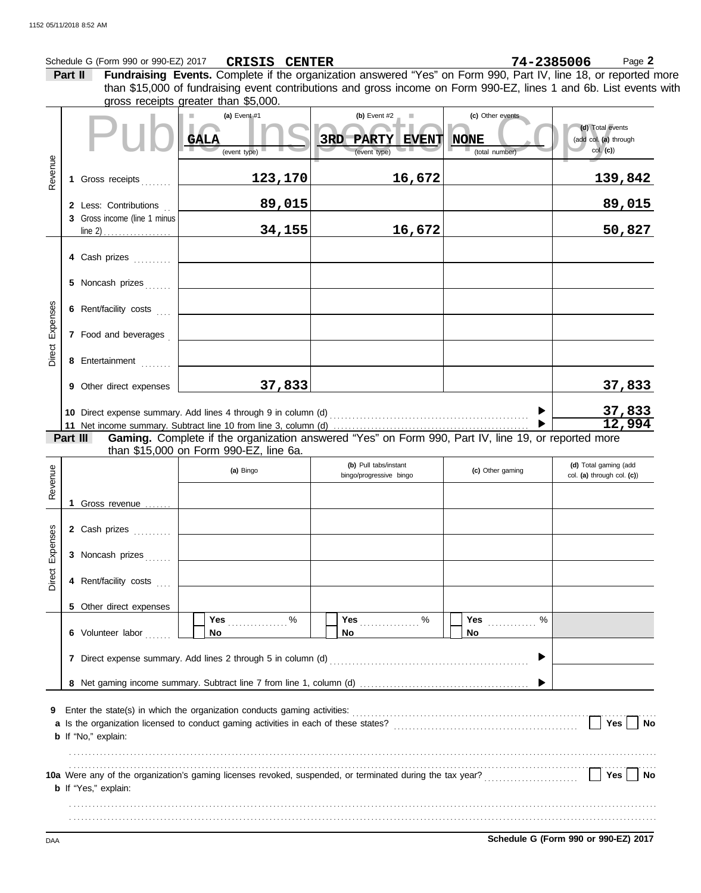Schedule G (Form 990 or 990-EZ) 2017 **CRISIS CENTER** **74-2385006** Page **2**

**Part II** **Fundraising Events.** Complete if the organization answered "Yes" on Form 990, Part IV, line 18, or reported more than $15,000 of fundraising event contributions and gross income on Form 990-EZ, lines 1 and 6b. List events with gross receipts greater than $5,000.

Public Inspection Copy

| | | (a) Event #1 | (b) Event #2 | (c) Other events | (d) Total events (add col. (a) through col. (c)) |
|---|---|---|---|---|---|
| | | GALA (event type) | 3RD PARTY EVENT (event type) | NONE (total number) | |
| Revenue | 1 Gross receipts | 123,170 | 16,672 | | 139,842 |
| | 2 Less: Contributions | 89,015 | | | 89,015 |
| | 3 Gross income (line 1 minus line 2) | 34,155 | 16,672 | | 50,827 |
| Direct Expenses | 4 Cash prizes | | | | |
| | 5 Noncash prizes | | | | |
| | 6 Rent/facility costs | | | | |
| | 7 Food and beverages | | | | |
| | 8 Entertainment | | | | |
| | 9 Other direct expenses | 37,833 | | | 37,833 |
| | 10 Direct expense summary. Add lines 4 through 9 in column (d) | | | | 37,833 |
| | 11 Net income summary. Subtract line 10 from line 3, column (d) | | | | 12,994 |

**Part III** **Gaming.** Complete if the organization answered "Yes" on Form 990, Part IV, line 19, or reported more than $15,000 on Form 990-EZ, line 6a.

| | | (a) Bingo | (b) Pull tabs/instant bingo/progressive bingo | (c) Other gaming | (d) Total gaming (add col. (a) through col. (c)) |
|---|---|---|---|---|---|
| Revenue | 1 Gross revenue | | | | |
| Direct Expenses | 2 Cash prizes | | | | |
| | 3 Noncash prizes | | | | |
| | 4 Rent/facility costs | | | | |
| | 5 Other direct expenses | | | | |
| | 6 Volunteer labor | Yes ........ % No | Yes ........ % No | Yes ........ % No | |
| | 7 Direct expense summary. Add lines 2 through 5 in column (d) | | | | |
| | 8 Net gaming income summary. Subtract line 7 from line 1, column (d) | | | | |

9 Enter the state(s) in which the organization conducts gaming activities:

a Is the organization licensed to conduct gaming activities in each of these states? ☐ Yes ☐ No

b If "No," explain:

10a Were any of the organization's gaming licenses revoked, suspended, or terminated during the tax year? ☐ Yes ☐ No

b If "Yes," explain:

Schedule G (Form 990 or 990-EZ) 2017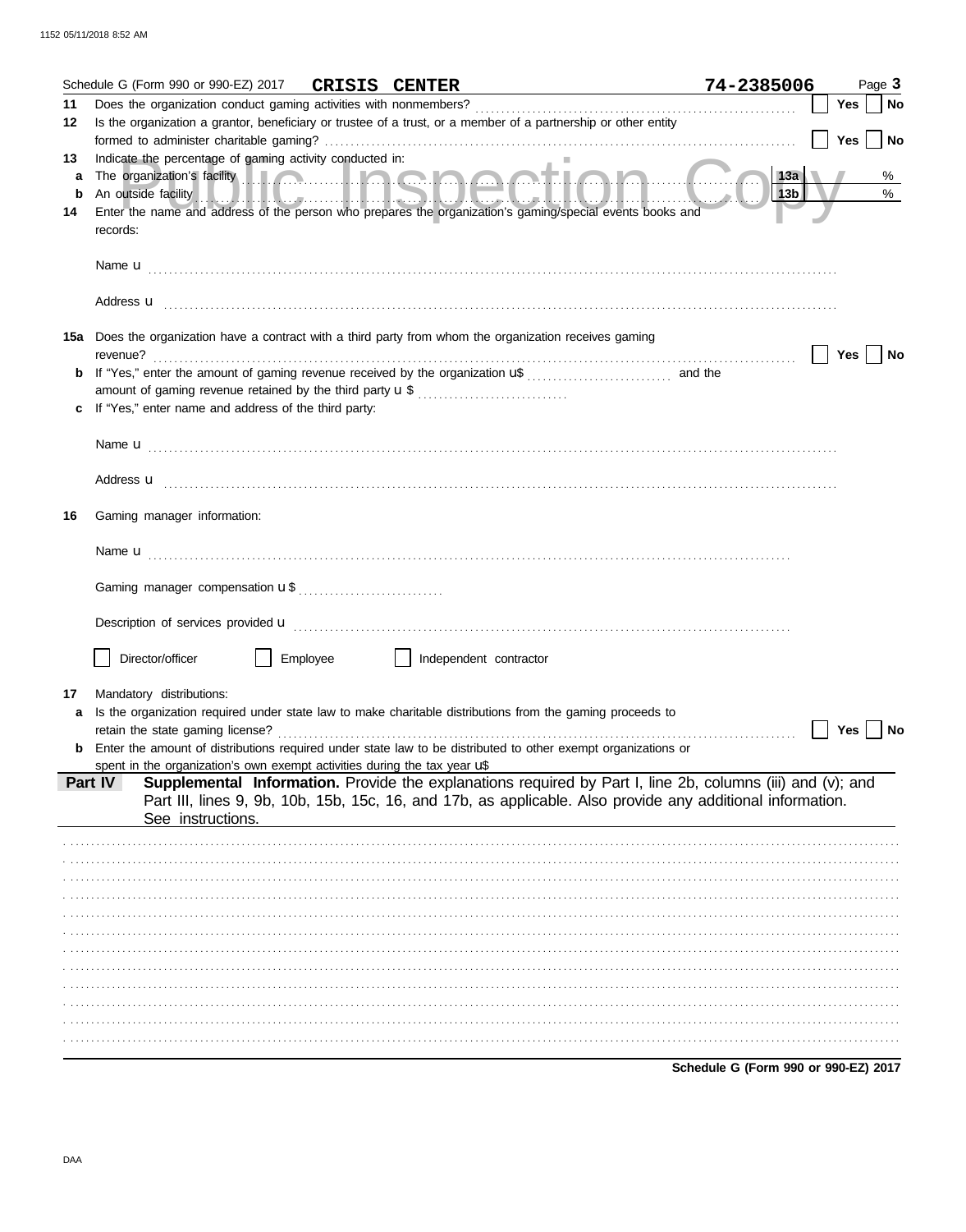Schedule G (Form 990 or 990-EZ) 2017 **CRISIS CENTER** **74-2385006** Page **3**

**11** Does the organization conduct gaming activities with nonmembers? ☐ Yes ☐ No

**12** Is the organization a grantor, beneficiary or trustee of a trust, or a member of a partnership or other entity formed to administer charitable gaming? ☐ Yes ☐ No

**13** Indicate the percentage of gaming activity conducted in:

**a** The organization's facility **13a** %

**b** An outside facility **13b** %

**14** Enter the name and address of the person who prepares the organization's gaming/special events books and records:

Name u

Address u

**15a** Does the organization have a contract with a third party from whom the organization receives gaming revenue? ☐ Yes ☐ No

**b** If "Yes," enter the amount of gaming revenue received by the organization u$ and the amount of gaming revenue retained by the third party u $

**c** If "Yes," enter name and address of the third party:

Name u

Address u

**16** Gaming manager information:

Name u

Gaming manager compensation u $

Description of services provided u

☐ Director/officer ☐ Employee ☐ Independent contractor

**17** Mandatory distributions:

**a** Is the organization required under state law to make charitable distributions from the gaming proceeds to retain the state gaming license? ☐ Yes ☐ No

**b** Enter the amount of distributions required under state law to be distributed to other exempt organizations or spent in the organization's own exempt activities during the tax year u$

**Part IV** **Supplemental Information.** Provide the explanations required by Part I, line 2b, columns (iii) and (v); and Part III, lines 9, 9b, 10b, 15b, 15c, 16, and 17b, as applicable. Also provide any additional information. See instructions.

**Schedule G (Form 990 or 990-EZ) 2017**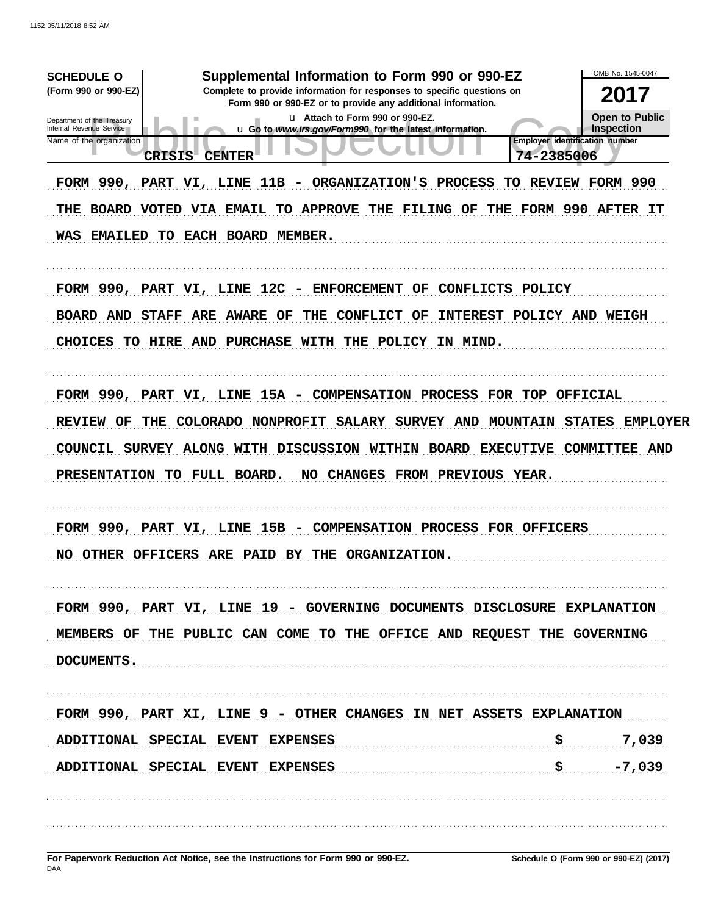**SCHEDULE O** (Form 990 or 990-EZ)

Department of the Treasury
Internal Revenue Service

# Supplemental Information to Form 990 or 990-EZ

**Complete to provide information for responses to specific questions on Form 990 or 990-EZ or to provide any additional information.**

u Attach to Form 990 or 990-EZ.

u Go to *www.irs.gov/Form990* for the latest information.

OMB No. 1545-0047

**2017**

**Open to Public Inspection**

Name of the organization: CRISIS CENTER

Employer identification number: 74-2385006

FORM 990, PART VI, LINE 11B - ORGANIZATION'S PROCESS TO REVIEW FORM 990

THE BOARD VOTED VIA EMAIL TO APPROVE THE FILING OF THE FORM 990 AFTER IT WAS EMAILED TO EACH BOARD MEMBER.

FORM 990, PART VI, LINE 12C - ENFORCEMENT OF CONFLICTS POLICY

BOARD AND STAFF ARE AWARE OF THE CONFLICT OF INTEREST POLICY AND WEIGH CHOICES TO HIRE AND PURCHASE WITH THE POLICY IN MIND.

FORM 990, PART VI, LINE 15A - COMPENSATION PROCESS FOR TOP OFFICIAL

REVIEW OF THE COLORADO NONPROFIT SALARY SURVEY AND MOUNTAIN STATES EMPLOYER COUNCIL SURVEY ALONG WITH DISCUSSION WITHIN BOARD EXECUTIVE COMMITTEE AND PRESENTATION TO FULL BOARD. NO CHANGES FROM PREVIOUS YEAR.

FORM 990, PART VI, LINE 15B - COMPENSATION PROCESS FOR OFFICERS

NO OTHER OFFICERS ARE PAID BY THE ORGANIZATION.

FORM 990, PART VI, LINE 19 - GOVERNING DOCUMENTS DISCLOSURE EXPLANATION

MEMBERS OF THE PUBLIC CAN COME TO THE OFFICE AND REQUEST THE GOVERNING DOCUMENTS.

FORM 990, PART XI, LINE 9 - OTHER CHANGES IN NET ASSETS EXPLANATION

| | |
|---|---|
| ADDITIONAL SPECIAL EVENT EXPENSES | $ 7,039 |
| ADDITIONAL SPECIAL EVENT EXPENSES | $ -7,039 |

**For Paperwork Reduction Act Notice, see the Instructions for Form 990 or 990-EZ.**

DAA

**Schedule O (Form 990 or 990-EZ) (2017)**